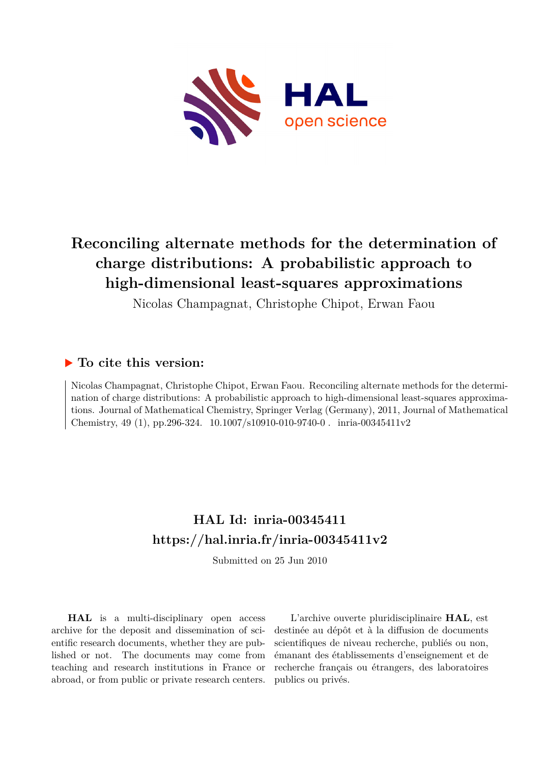# Reconciling alternate methods for the determination of charge distributions: A probabilistic approach to high-dimensional least-squares approximations

Nicolas Champagnat, Christophe Chipot, Erwan Faou

## ▶ To cite this version:

Nicolas Champagnat, Christophe Chipot, Erwan Faou. Reconciling alternate methods for the determination of charge distributions: A probabilistic approach to high-dimensional least-squares approximations. Journal of Mathematical Chemistry, Springer Verlag (Germany), 2011, Journal of Mathematical Chemistry, 49 (1), pp.296-324. 10.1007/s10910-010-9740-0 . inria-00345411v2

## HAL Id: inria-00345411
## https://hal.inria.fr/inria-00345411v2

Submitted on 25 Jun 2010

**HAL** is a multi-disciplinary open access archive for the deposit and dissemination of scientific research documents, whether they are published or not. The documents may come from teaching and research institutions in France or abroad, or from public or private research centers.

L'archive ouverte pluridisciplinaire **HAL**, est destinée au dépôt et à la diffusion de documents scientifiques de niveau recherche, publiés ou non, émanant des établissements d'enseignement et de recherche français ou étrangers, des laboratoires publics ou privés.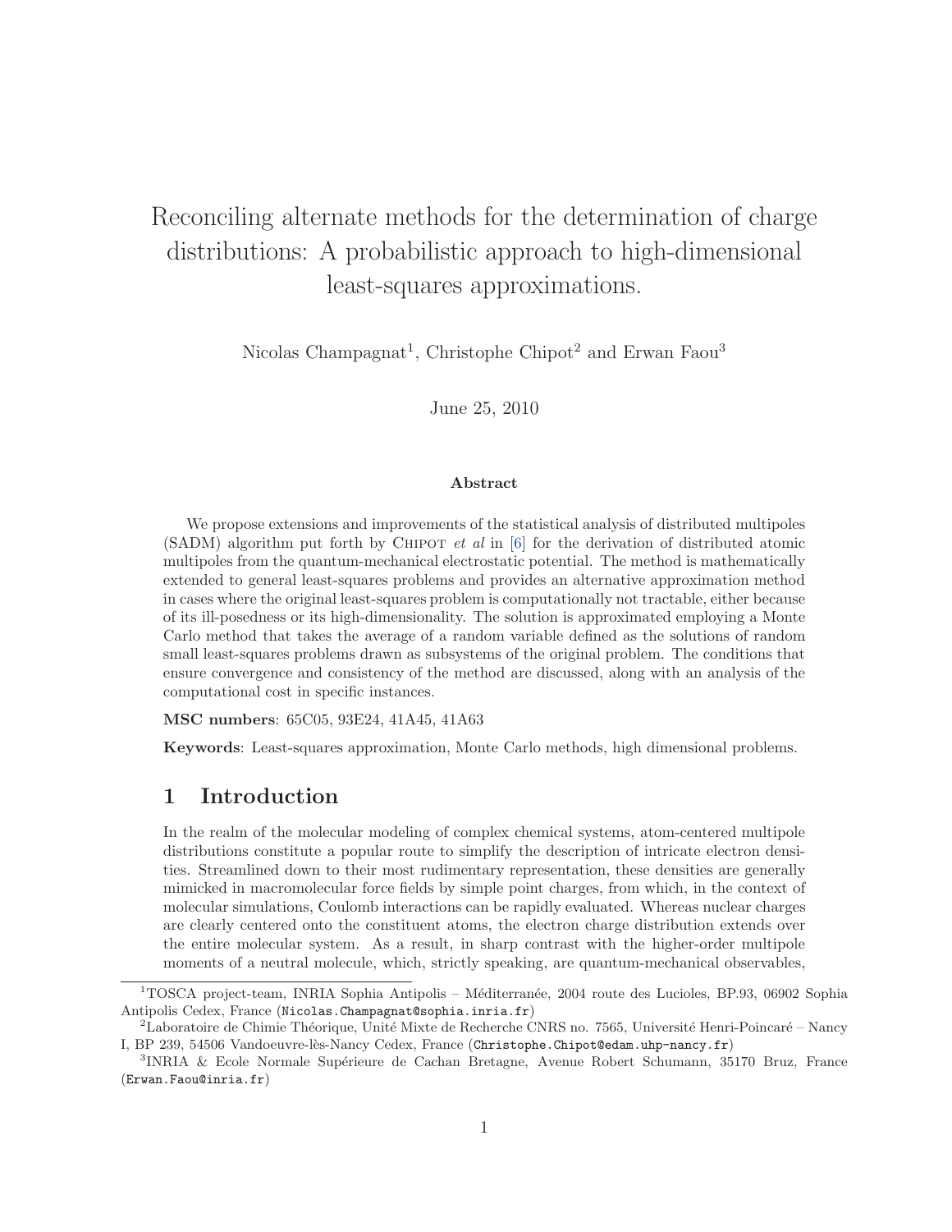# Reconciling alternate methods for the determination of charge distributions: A probabilistic approach to high-dimensional least-squares approximations.

Nicolas Champagnat[1], Christophe Chipot[2] and Erwan Faou[3]

June 25, 2010

### Abstract

We propose extensions and improvements of the statistical analysis of distributed multipoles (SADM) algorithm put forth by Chipot *et al* in [6] for the derivation of distributed atomic multipoles from the quantum-mechanical electrostatic potential. The method is mathematically extended to general least-squares problems and provides an alternative approximation method in cases where the original least-squares problem is computationally not tractable, either because of its ill-posedness or its high-dimensionality. The solution is approximated employing a Monte Carlo method that takes the average of a random variable defined as the solutions of random small least-squares problems drawn as subsystems of the original problem. The conditions that ensure convergence and consistency of the method are discussed, along with an analysis of the computational cost in specific instances.

**MSC numbers**: 65C05, 93E24, 41A45, 41A63

**Keywords**: Least-squares approximation, Monte Carlo methods, high dimensional problems.

## 1 Introduction

In the realm of the molecular modeling of complex chemical systems, atom-centered multipole distributions constitute a popular route to simplify the description of intricate electron densities. Streamlined down to their most rudimentary representation, these densities are generally mimicked in macromolecular force fields by simple point charges, from which, in the context of molecular simulations, Coulomb interactions can be rapidly evaluated. Whereas nuclear charges are clearly centered onto the constituent atoms, the electron charge distribution extends over the entire molecular system. As a result, in sharp contrast with the higher-order multipole moments of a neutral molecule, which, strictly speaking, are quantum-mechanical observables,

[1]TOSCA project-team, INRIA Sophia Antipolis – Méditerranée, 2004 route des Lucioles, BP.93, 06902 Sophia Antipolis Cedex, France (Nicolas.Champagnat@sophia.inria.fr)

[2]Laboratoire de Chimie Théorique, Unité Mixte de Recherche CNRS no. 7565, Université Henri-Poincaré – Nancy I, BP 239, 54506 Vandoeuvre-lès-Nancy Cedex, France (Christophe.Chipot@edam.uhp-nancy.fr)

[3]INRIA & Ecole Normale Supérieure de Cachan Bretagne, Avenue Robert Schumann, 35170 Bruz, France (Erwan.Faou@inria.fr)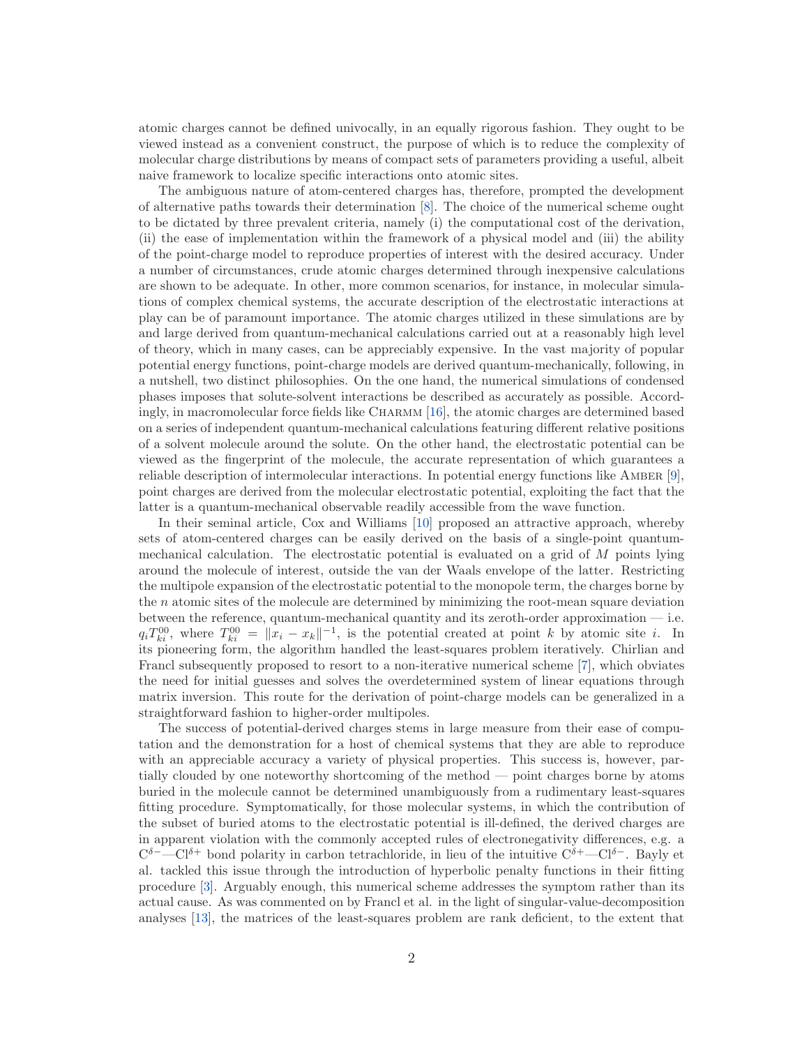atomic charges cannot be defined univocally, in an equally rigorous fashion. They ought to be viewed instead as a convenient construct, the purpose of which is to reduce the complexity of molecular charge distributions by means of compact sets of parameters providing a useful, albeit naive framework to localize specific interactions onto atomic sites.

The ambiguous nature of atom-centered charges has, therefore, prompted the development of alternative paths towards their determination [8]. The choice of the numerical scheme ought to be dictated by three prevalent criteria, namely (i) the computational cost of the derivation, (ii) the ease of implementation within the framework of a physical model and (iii) the ability of the point-charge model to reproduce properties of interest with the desired accuracy. Under a number of circumstances, crude atomic charges determined through inexpensive calculations are shown to be adequate. In other, more common scenarios, for instance, in molecular simulations of complex chemical systems, the accurate description of the electrostatic interactions at play can be of paramount importance. The atomic charges utilized in these simulations are by and large derived from quantum-mechanical calculations carried out at a reasonably high level of theory, which in many cases, can be appreciably expensive. In the vast majority of popular potential energy functions, point-charge models are derived quantum-mechanically, following, in a nutshell, two distinct philosophies. On the one hand, the numerical simulations of condensed phases imposes that solute-solvent interactions be described as accurately as possible. Accordingly, in macromolecular force fields like CHARMM [16], the atomic charges are determined based on a series of independent quantum-mechanical calculations featuring different relative positions of a solvent molecule around the solute. On the other hand, the electrostatic potential can be viewed as the fingerprint of the molecule, the accurate representation of which guarantees a reliable description of intermolecular interactions. In potential energy functions like AMBER [9], point charges are derived from the molecular electrostatic potential, exploiting the fact that the latter is a quantum-mechanical observable readily accessible from the wave function.

In their seminal article, Cox and Williams [10] proposed an attractive approach, whereby sets of atom-centered charges can be easily derived on the basis of a single-point quantum-mechanical calculation. The electrostatic potential is evaluated on a grid of $M$ points lying around the molecule of interest, outside the van der Waals envelope of the latter. Restricting the multipole expansion of the electrostatic potential to the monopole term, the charges borne by the $n$ atomic sites of the molecule are determined by minimizing the root-mean square deviation between the reference, quantum-mechanical quantity and its zeroth-order approximation — i.e. $q_i T_{ki}^{00}$, where $T_{ki}^{00} = \|x_i - x_k\|^{-1}$, is the potential created at point $k$ by atomic site $i$. In its pioneering form, the algorithm handled the least-squares problem iteratively. Chirlian and Francl subsequently proposed to resort to a non-iterative numerical scheme [7], which obviates the need for initial guesses and solves the overdetermined system of linear equations through matrix inversion. This route for the derivation of point-charge models can be generalized in a straightforward fashion to higher-order multipoles.

The success of potential-derived charges stems in large measure from their ease of computation and the demonstration for a host of chemical systems that they are able to reproduce with an appreciable accuracy a variety of physical properties. This success is, however, partially clouded by one noteworthy shortcoming of the method — point charges borne by atoms buried in the molecule cannot be determined unambiguously from a rudimentary least-squares fitting procedure. Symptomatically, for those molecular systems, in which the contribution of the subset of buried atoms to the electrostatic potential is ill-defined, the derived charges are in apparent violation with the commonly accepted rules of electronegativity differences, e.g. a $C^{\delta-}$—$Cl^{\delta+}$ bond polarity in carbon tetrachloride, in lieu of the intuitive $C^{\delta+}$—$Cl^{\delta-}$. Bayly et al. tackled this issue through the introduction of hyperbolic penalty functions in their fitting procedure [3]. Arguably enough, this numerical scheme addresses the symptom rather than its actual cause. As was commented on by Francl et al. in the light of singular-value-decomposition analyses [13], the matrices of the least-squares problem are rank deficient, to the extent that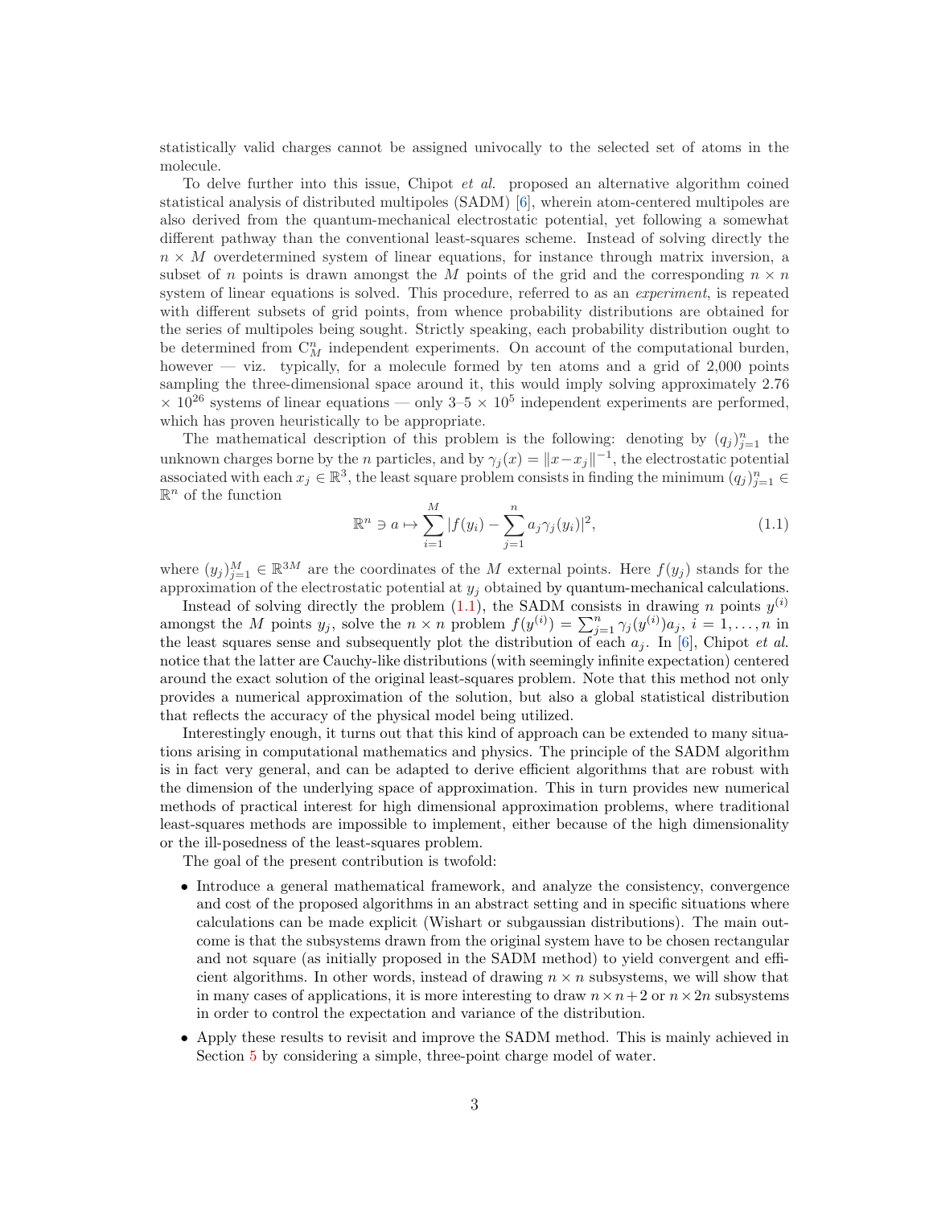statistically valid charges cannot be assigned univocally to the selected set of atoms in the molecule.

To delve further into this issue, Chipot *et al.* proposed an alternative algorithm coined statistical analysis of distributed multipoles (SADM) [6], wherein atom-centered multipoles are also derived from the quantum-mechanical electrostatic potential, yet following a somewhat different pathway than the conventional least-squares scheme. Instead of solving directly the $n \times M$ overdetermined system of linear equations, for instance through matrix inversion, a subset of $n$ points is drawn amongst the $M$ points of the grid and the corresponding $n \times n$ system of linear equations is solved. This procedure, referred to as an *experiment*, is repeated with different subsets of grid points, from whence probability distributions are obtained for the series of multipoles being sought. Strictly speaking, each probability distribution ought to be determined from $\mathrm{C}_M^n$ independent experiments. On account of the computational burden, however — viz. typically, for a molecule formed by ten atoms and a grid of 2,000 points sampling the three-dimensional space around it, this would imply solving approximately 2.76 $\times$ $10^{26}$ systems of linear equations — only 3–5 $\times$ $10^5$ independent experiments are performed, which has proven heuristically to be appropriate.

The mathematical description of this problem is the following: denoting by $(q_j)_{j=1}^n$ the unknown charges borne by the $n$ particles, and by $\gamma_j(x) = \|x - x_j\|^{-1}$, the electrostatic potential associated with each $x_j \in \mathbb{R}^3$, the least square problem consists in finding the minimum $(q_j)_{j=1}^n \in \mathbb{R}^n$ of the function

$$\mathbb{R}^n \ni a \mapsto \sum_{i=1}^{M} |f(y_i) - \sum_{j=1}^{n} a_j \gamma_j(y_i)|^2, \tag{1.1}$$

where $(y_j)_{j=1}^M \in \mathbb{R}^{3M}$ are the coordinates of the $M$ external points. Here $f(y_j)$ stands for the approximation of the electrostatic potential at $y_j$ obtained by quantum-mechanical calculations.

Instead of solving directly the problem (1.1), the SADM consists in drawing $n$ points $y^{(i)}$ amongst the $M$ points $y_j$, solve the $n \times n$ problem $f(y^{(i)}) = \sum_{j=1}^n \gamma_j(y^{(i)}) a_j$, $i = 1, \ldots, n$ in the least squares sense and subsequently plot the distribution of each $a_j$. In [6], Chipot *et al.* notice that the latter are Cauchy-like distributions (with seemingly infinite expectation) centered around the exact solution of the original least-squares problem. Note that this method not only provides a numerical approximation of the solution, but also a global statistical distribution that reflects the accuracy of the physical model being utilized.

Interestingly enough, it turns out that this kind of approach can be extended to many situations arising in computational mathematics and physics. The principle of the SADM algorithm is in fact very general, and can be adapted to derive efficient algorithms that are robust with the dimension of the underlying space of approximation. This in turn provides new numerical methods of practical interest for high dimensional approximation problems, where traditional least-squares methods are impossible to implement, either because of the high dimensionality or the ill-posedness of the least-squares problem.

The goal of the present contribution is twofold:

- Introduce a general mathematical framework, and analyze the consistency, convergence and cost of the proposed algorithms in an abstract setting and in specific situations where calculations can be made explicit (Wishart or subgaussian distributions). The main outcome is that the subsystems drawn from the original system have to be chosen rectangular and not square (as initially proposed in the SADM method) to yield convergent and efficient algorithms. In other words, instead of drawing $n \times n$ subsystems, we will show that in many cases of applications, it is more interesting to draw $n \times n+2$ or $n \times 2n$ subsystems in order to control the expectation and variance of the distribution.
- Apply these results to revisit and improve the SADM method. This is mainly achieved in Section 5 by considering a simple, three-point charge model of water.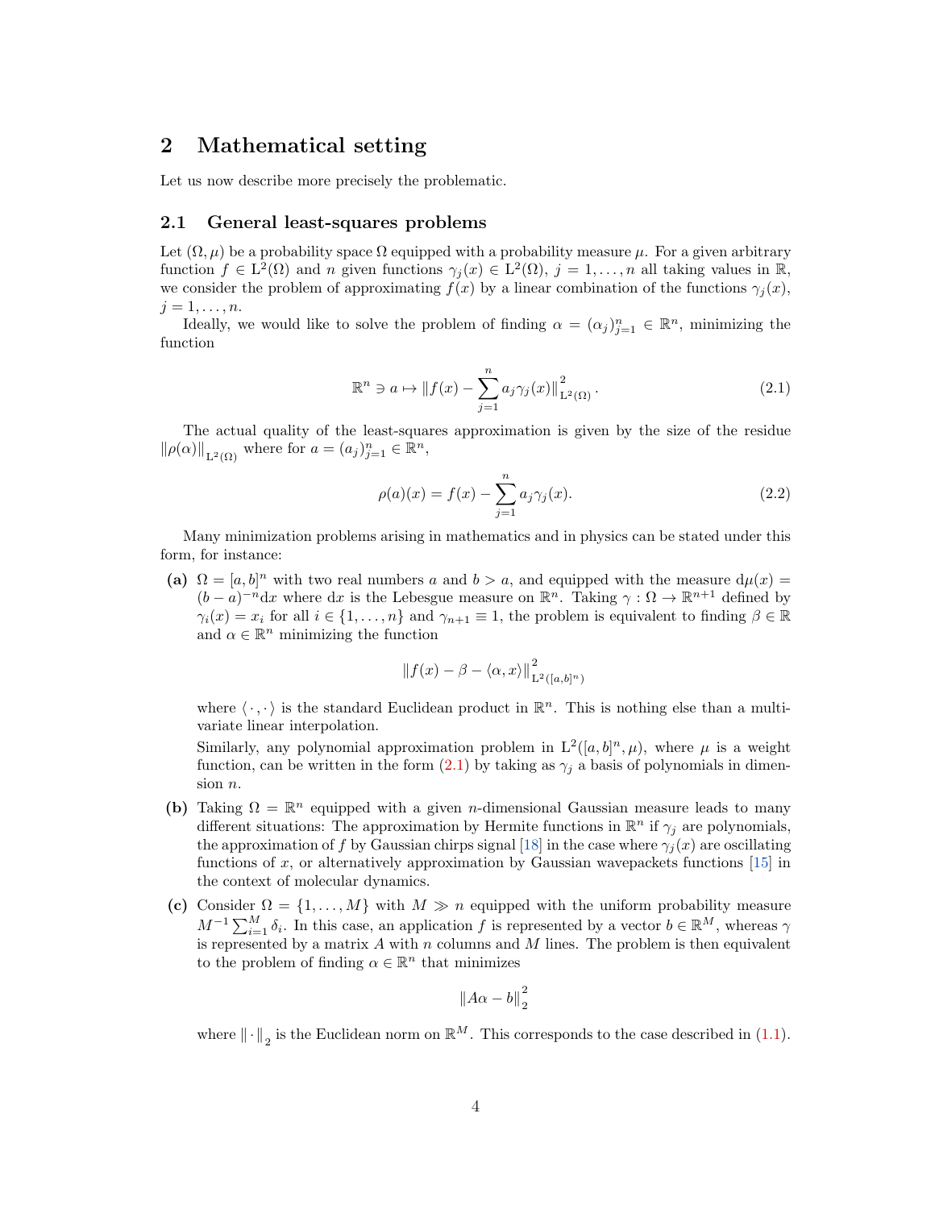## 2 Mathematical setting

Let us now describe more precisely the problematic.

### 2.1 General least-squares problems

Let $(\Omega, \mu)$ be a probability space $\Omega$ equipped with a probability measure $\mu$. For a given arbitrary function $f \in \mathrm{L}^2(\Omega)$ and $n$ given functions $\gamma_j(x) \in \mathrm{L}^2(\Omega)$, $j = 1, \ldots, n$ all taking values in $\mathbb{R}$, we consider the problem of approximating $f(x)$ by a linear combination of the functions $\gamma_j(x)$, $j = 1, \ldots, n$.

Ideally, we would like to solve the problem of finding $\alpha = (\alpha_j)_{j=1}^n \in \mathbb{R}^n$, minimizing the function

$$\mathbb{R}^n \ni a \mapsto \left\| f(x) - \sum_{j=1}^n a_j \gamma_j(x) \right\|^2_{\mathrm{L}^2(\Omega)}. \tag{2.1}$$

The actual quality of the least-squares approximation is given by the size of the residue $\|\rho(\alpha)\|_{\mathrm{L}^2(\Omega)}$ where for $a = (a_j)_{j=1}^n \in \mathbb{R}^n$,

$$\rho(a)(x) = f(x) - \sum_{j=1}^n a_j \gamma_j(x). \tag{2.2}$$

Many minimization problems arising in mathematics and in physics can be stated under this form, for instance:

**(a)** $\Omega = [a, b]^n$ with two real numbers $a$ and $b > a$, and equipped with the measure $\mathrm{d}\mu(x) = (b-a)^{-n}\mathrm{d}x$ where $\mathrm{d}x$ is the Lebesgue measure on $\mathbb{R}^n$. Taking $\gamma : \Omega \to \mathbb{R}^{n+1}$ defined by $\gamma_i(x) = x_i$ for all $i \in \{1, \ldots, n\}$ and $\gamma_{n+1} \equiv 1$, the problem is equivalent to finding $\beta \in \mathbb{R}$ and $\alpha \in \mathbb{R}^n$ minimizing the function

$$\left\| f(x) - \beta - \langle \alpha, x \rangle \right\|^2_{\mathrm{L}^2([a,b]^n)}$$

where $\langle \cdot, \cdot \rangle$ is the standard Euclidean product in $\mathbb{R}^n$. This is nothing else than a multivariate linear interpolation.

Similarly, any polynomial approximation problem in $\mathrm{L}^2([a, b]^n, \mu)$, where $\mu$ is a weight function, can be written in the form (2.1) by taking as $\gamma_j$ a basis of polynomials in dimension $n$.

**(b)** Taking $\Omega = \mathbb{R}^n$ equipped with a given $n$-dimensional Gaussian measure leads to many different situations: The approximation by Hermite functions in $\mathbb{R}^n$ if $\gamma_j$ are polynomials, the approximation of $f$ by Gaussian chirps signal [18] in the case where $\gamma_j(x)$ are oscillating functions of $x$, or alternatively approximation by Gaussian wavepackets functions [15] in the context of molecular dynamics.

**(c)** Consider $\Omega = \{1, \ldots, M\}$ with $M \gg n$ equipped with the uniform probability measure $M^{-1} \sum_{i=1}^M \delta_i$. In this case, an application $f$ is represented by a vector $b \in \mathbb{R}^M$, whereas $\gamma$ is represented by a matrix $A$ with $n$ columns and $M$ lines. The problem is then equivalent to the problem of finding $\alpha \in \mathbb{R}^n$ that minimizes

$$\|A\alpha - b\|^2_2$$

where $\|\cdot\|_2$ is the Euclidean norm on $\mathbb{R}^M$. This corresponds to the case described in (1.1).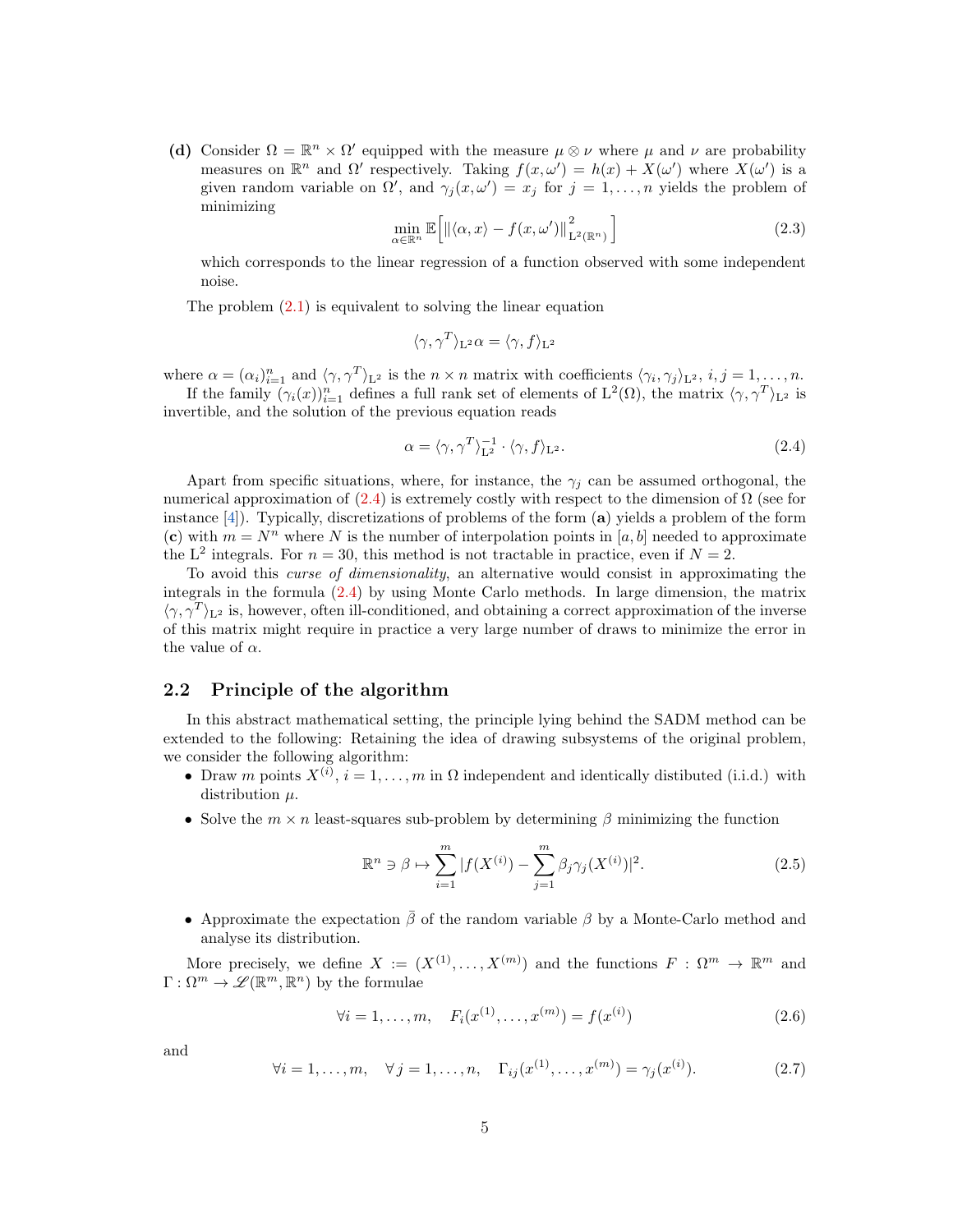**(d)** Consider $\Omega = \mathbb{R}^n \times \Omega'$ equipped with the measure $\mu \otimes \nu$ where $\mu$ and $\nu$ are probability measures on $\mathbb{R}^n$ and $\Omega'$ respectively. Taking $f(x, \omega') = h(x) + X(\omega')$ where $X(\omega')$ is a given random variable on $\Omega'$, and $\gamma_j(x, \omega') = x_j$ for $j = 1, \ldots, n$ yields the problem of minimizing

$$\min_{\alpha \in \mathbb{R}^n} \mathbb{E}\Big[ \|\langle \alpha, x\rangle - f(x, \omega')\|^2_{\mathrm{L}^2(\mathbb{R}^n)} \Big] \tag{2.3}$$

which corresponds to the linear regression of a function observed with some independent noise.

The problem (2.1) is equivalent to solving the linear equation

$$\langle \gamma, \gamma^T \rangle_{\mathrm{L}^2} \alpha = \langle \gamma, f \rangle_{\mathrm{L}^2}$$

where $\alpha = (\alpha_i)_{i=1}^n$ and $\langle \gamma, \gamma^T \rangle_{\mathrm{L}^2}$ is the $n \times n$ matrix with coefficients $\langle \gamma_i, \gamma_j \rangle_{\mathrm{L}^2}$, $i, j = 1, \ldots, n$.

If the family $(\gamma_i(x))_{i=1}^n$ defines a full rank set of elements of $\mathrm{L}^2(\Omega)$, the matrix $\langle \gamma, \gamma^T \rangle_{\mathrm{L}^2}$ is invertible, and the solution of the previous equation reads

$$\alpha = \langle \gamma, \gamma^T \rangle_{\mathrm{L}^2}^{-1} \cdot \langle \gamma, f \rangle_{\mathrm{L}^2}. \tag{2.4}$$

Apart from specific situations, where, for instance, the $\gamma_j$ can be assumed orthogonal, the numerical approximation of (2.4) is extremely costly with respect to the dimension of $\Omega$ (see for instance [4]). Typically, discretizations of problems of the form (**a**) yields a problem of the form (**c**) with $m = N^n$ where $N$ is the number of interpolation points in $[a, b]$ needed to approximate the $\mathrm{L}^2$ integrals. For $n = 30$, this method is not tractable in practice, even if $N = 2$.

To avoid this *curse of dimensionality*, an alternative would consist in approximating the integrals in the formula (2.4) by using Monte Carlo methods. In large dimension, the matrix $\langle \gamma, \gamma^T \rangle_{\mathrm{L}^2}$ is, however, often ill-conditioned, and obtaining a correct approximation of the inverse of this matrix might require in practice a very large number of draws to minimize the error in the value of $\alpha$.

## 2.2 Principle of the algorithm

In this abstract mathematical setting, the principle lying behind the SADM method can be extended to the following: Retaining the idea of drawing subsystems of the original problem, we consider the following algorithm:

- Draw $m$ points $X^{(i)}$, $i = 1, \ldots, m$ in $\Omega$ independent and identically distibuted (i.i.d.) with distribution $\mu$.
- Solve the $m \times n$ least-squares sub-problem by determining $\beta$ minimizing the function

$$\mathbb{R}^n \ni \beta \mapsto \sum_{i=1}^m |f(X^{(i)}) - \sum_{j=1}^m \beta_j \gamma_j(X^{(i)})|^2. \tag{2.5}$$

- Approximate the expectation $\bar{\beta}$ of the random variable $\beta$ by a Monte-Carlo method and analyse its distribution.

More precisely, we define $X := (X^{(1)}, \ldots, X^{(m)})$ and the functions $F : \Omega^m \to \mathbb{R}^m$ and $\Gamma : \Omega^m \to \mathscr{L}(\mathbb{R}^m, \mathbb{R}^n)$ by the formulae

$$\forall i = 1, \ldots, m, \quad F_i(x^{(1)}, \ldots, x^{(m)}) = f(x^{(i)}) \tag{2.6}$$

and

$$\forall i = 1, \ldots, m, \quad \forall j = 1, \ldots, n, \quad \Gamma_{ij}(x^{(1)}, \ldots, x^{(m)}) = \gamma_j(x^{(i)}). \tag{2.7}$$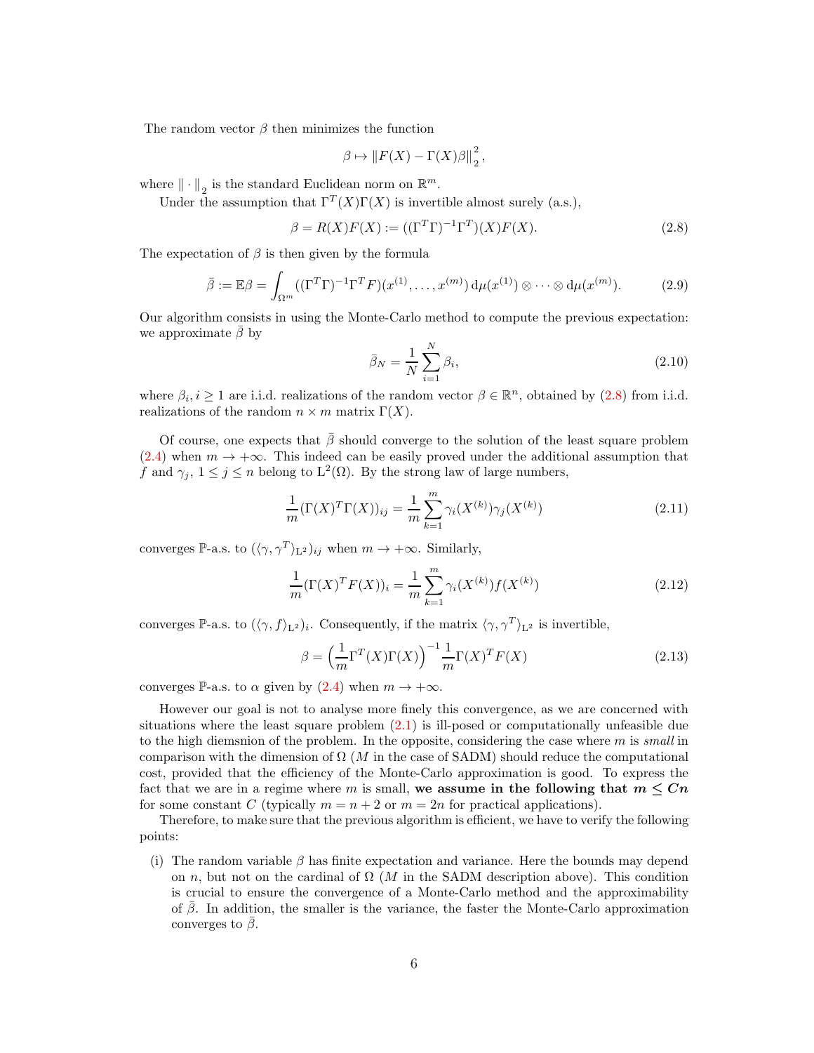The random vector $\beta$ then minimizes the function

$$\beta \mapsto \|F(X) - \Gamma(X)\beta\|_2^2,$$

where $\|\cdot\|_2$ is the standard Euclidean norm on $\mathbb{R}^m$.

Under the assumption that $\Gamma^T(X)\Gamma(X)$ is invertible almost surely (a.s.),

$$\beta = R(X)F(X) := ((\Gamma^T\Gamma)^{-1}\Gamma^T)(X)F(X). \tag{2.8}$$

The expectation of $\beta$ is then given by the formula

$$\bar{\beta} := \mathbb{E}\beta = \int_{\Omega^m} ((\Gamma^T\Gamma)^{-1}\Gamma^T F)(x^{(1)}, \ldots, x^{(m)})\, \mathrm{d}\mu(x^{(1)}) \otimes \cdots \otimes \mathrm{d}\mu(x^{(m)}). \tag{2.9}$$

Our algorithm consists in using the Monte-Carlo method to compute the previous expectation: we approximate $\bar{\beta}$ by

$$\bar{\beta}_N = \frac{1}{N}\sum_{i=1}^{N} \beta_i, \tag{2.10}$$

where $\beta_i, i \geq 1$ are i.i.d. realizations of the random vector $\beta \in \mathbb{R}^n$, obtained by (2.8) from i.i.d. realizations of the random $n \times m$ matrix $\Gamma(X)$.

Of course, one expects that $\bar{\beta}$ should converge to the solution of the least square problem (2.4) when $m \to +\infty$. This indeed can be easily proved under the additional assumption that $f$ and $\gamma_j$, $1 \leq j \leq n$ belong to $\mathrm{L}^2(\Omega)$. By the strong law of large numbers,

$$\frac{1}{m}(\Gamma(X)^T\Gamma(X))_{ij} = \frac{1}{m}\sum_{k=1}^{m} \gamma_i(X^{(k)})\gamma_j(X^{(k)}) \tag{2.11}$$

converges $\mathbb{P}$-a.s. to $(\langle \gamma, \gamma^T \rangle_{\mathrm{L}^2})_{ij}$ when $m \to +\infty$. Similarly,

$$\frac{1}{m}(\Gamma(X)^T F(X))_i = \frac{1}{m}\sum_{k=1}^{m} \gamma_i(X^{(k)}) f(X^{(k)}) \tag{2.12}$$

converges $\mathbb{P}$-a.s. to $(\langle \gamma, f \rangle_{\mathrm{L}^2})_i$. Consequently, if the matrix $\langle \gamma, \gamma^T \rangle_{\mathrm{L}^2}$ is invertible,

$$\beta = \Big(\frac{1}{m}\Gamma^T(X)\Gamma(X)\Big)^{-1} \frac{1}{m}\Gamma(X)^T F(X) \tag{2.13}$$

converges $\mathbb{P}$-a.s. to $\alpha$ given by (2.4) when $m \to +\infty$.

However our goal is not to analyse more finely this convergence, as we are concerned with situations where the least square problem (2.1) is ill-posed or computationally unfeasible due to the high diemsnion of the problem. In the opposite, considering the case where $m$ is *small* in comparison with the dimension of $\Omega$ ($M$ in the case of SADM) should reduce the computational cost, provided that the efficiency of the Monte-Carlo approximation is good. To express the fact that we are in a regime where $m$ is small, **we assume in the following that $m \leq Cn$** for some constant $C$ (typically $m = n + 2$ or $m = 2n$ for practical applications).

Therefore, to make sure that the previous algorithm is efficient, we have to verify the following points:

(i) The random variable $\beta$ has finite expectation and variance. Here the bounds may depend on $n$, but not on the cardinal of $\Omega$ ($M$ in the SADM description above). This condition is crucial to ensure the convergence of a Monte-Carlo method and the approximability of $\bar{\beta}$. In addition, the smaller is the variance, the faster the Monte-Carlo approximation converges to $\bar{\beta}$.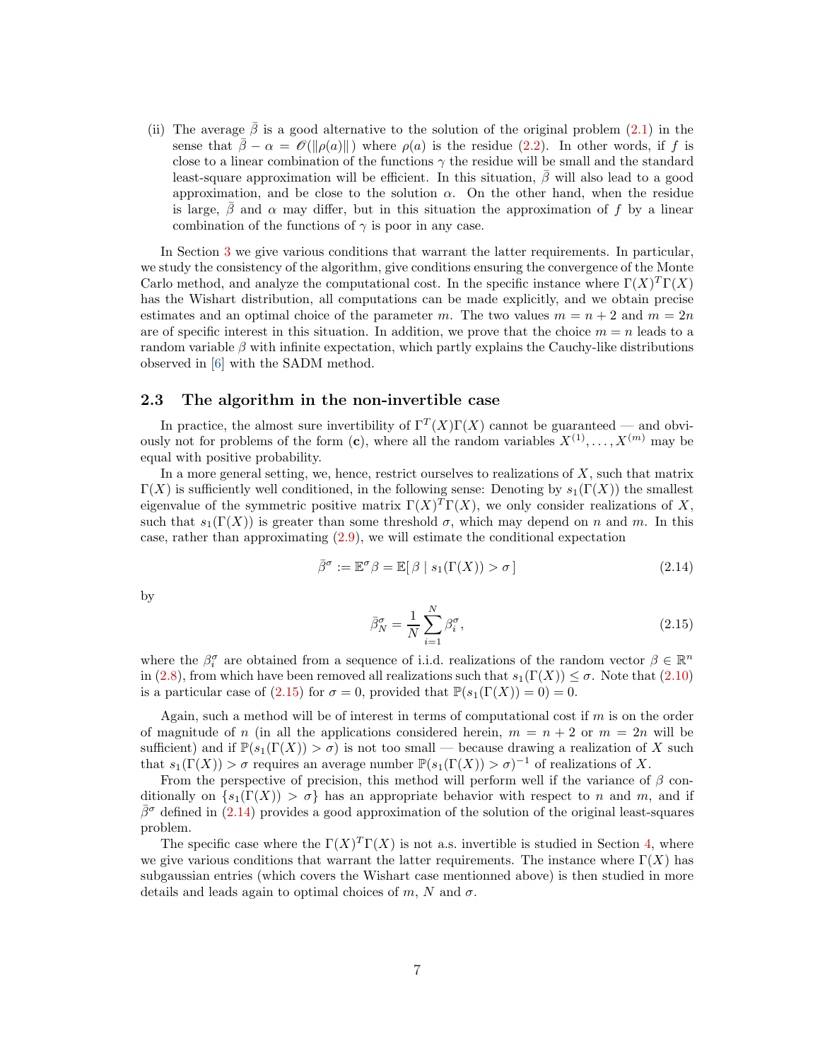(ii) The average $\bar{\beta}$ is a good alternative to the solution of the original problem (2.1) in the sense that $\bar{\beta} - \alpha = \mathscr{O}(\|\rho(a)\|)$ where $\rho(a)$ is the residue (2.2). In other words, if $f$ is close to a linear combination of the functions $\gamma$ the residue will be small and the standard least-square approximation will be efficient. In this situation, $\bar{\beta}$ will also lead to a good approximation, and be close to the solution $\alpha$. On the other hand, when the residue is large, $\bar{\beta}$ and $\alpha$ may differ, but in this situation the approximation of $f$ by a linear combination of the functions of $\gamma$ is poor in any case.

In Section 3 we give various conditions that warrant the latter requirements. In particular, we study the consistency of the algorithm, give conditions ensuring the convergence of the Monte Carlo method, and analyze the computational cost. In the specific instance where $\Gamma(X)^T\Gamma(X)$ has the Wishart distribution, all computations can be made explicitly, and we obtain precise estimates and an optimal choice of the parameter $m$. The two values $m = n+2$ and $m = 2n$ are of specific interest in this situation. In addition, we prove that the choice $m = n$ leads to a random variable $\beta$ with infinite expectation, which partly explains the Cauchy-like distributions observed in [6] with the SADM method.

### 2.3 The algorithm in the non-invertible case

In practice, the almost sure invertibility of $\Gamma^T(X)\Gamma(X)$ cannot be guaranteed — and obviously not for problems of the form (**c**), where all the random variables $X^{(1)}, \dots, X^{(m)}$ may be equal with positive probability.

In a more general setting, we, hence, restrict ourselves to realizations of $X$, such that matrix $\Gamma(X)$ is sufficiently well conditioned, in the following sense: Denoting by $s_1(\Gamma(X))$ the smallest eigenvalue of the symmetric positive matrix $\Gamma(X)^T\Gamma(X)$, we only consider realizations of $X$, such that $s_1(\Gamma(X))$ is greater than some threshold $\sigma$, which may depend on $n$ and $m$. In this case, rather than approximating (2.9), we will estimate the conditional expectation

$$\bar{\beta}^\sigma := \mathbb{E}^\sigma\beta = \mathbb{E}[\,\beta \mid s_1(\Gamma(X)) > \sigma\,] \tag{2.14}$$

by

$$\bar{\beta}^\sigma_N = \frac{1}{N}\sum_{i=1}^{N}\beta^\sigma_i, \tag{2.15}$$

where the $\beta^\sigma_i$ are obtained from a sequence of i.i.d. realizations of the random vector $\beta \in \mathbb{R}^n$ in (2.8), from which have been removed all realizations such that $s_1(\Gamma(X)) \leq \sigma$. Note that (2.10) is a particular case of (2.15) for $\sigma = 0$, provided that $\mathbb{P}(s_1(\Gamma(X)) = 0) = 0$.

Again, such a method will be of interest in terms of computational cost if $m$ is on the order of magnitude of $n$ (in all the applications considered herein, $m = n+2$ or $m = 2n$ will be sufficient) and if $\mathbb{P}(s_1(\Gamma(X)) > \sigma)$ is not too small — because drawing a realization of $X$ such that $s_1(\Gamma(X)) > \sigma$ requires an average number $\mathbb{P}(s_1(\Gamma(X)) > \sigma)^{-1}$ of realizations of $X$.

From the perspective of precision, this method will perform well if the variance of $\beta$ conditionally on $\{s_1(\Gamma(X)) > \sigma\}$ has an appropriate behavior with respect to $n$ and $m$, and if $\bar{\beta}^\sigma$ defined in (2.14) provides a good approximation of the solution of the original least-squares problem.

The specific case where the $\Gamma(X)^T\Gamma(X)$ is not a.s. invertible is studied in Section 4, where we give various conditions that warrant the latter requirements. The instance where $\Gamma(X)$ has subgaussian entries (which covers the Wishart case mentionned above) is then studied in more details and leads again to optimal choices of $m$, $N$ and $\sigma$.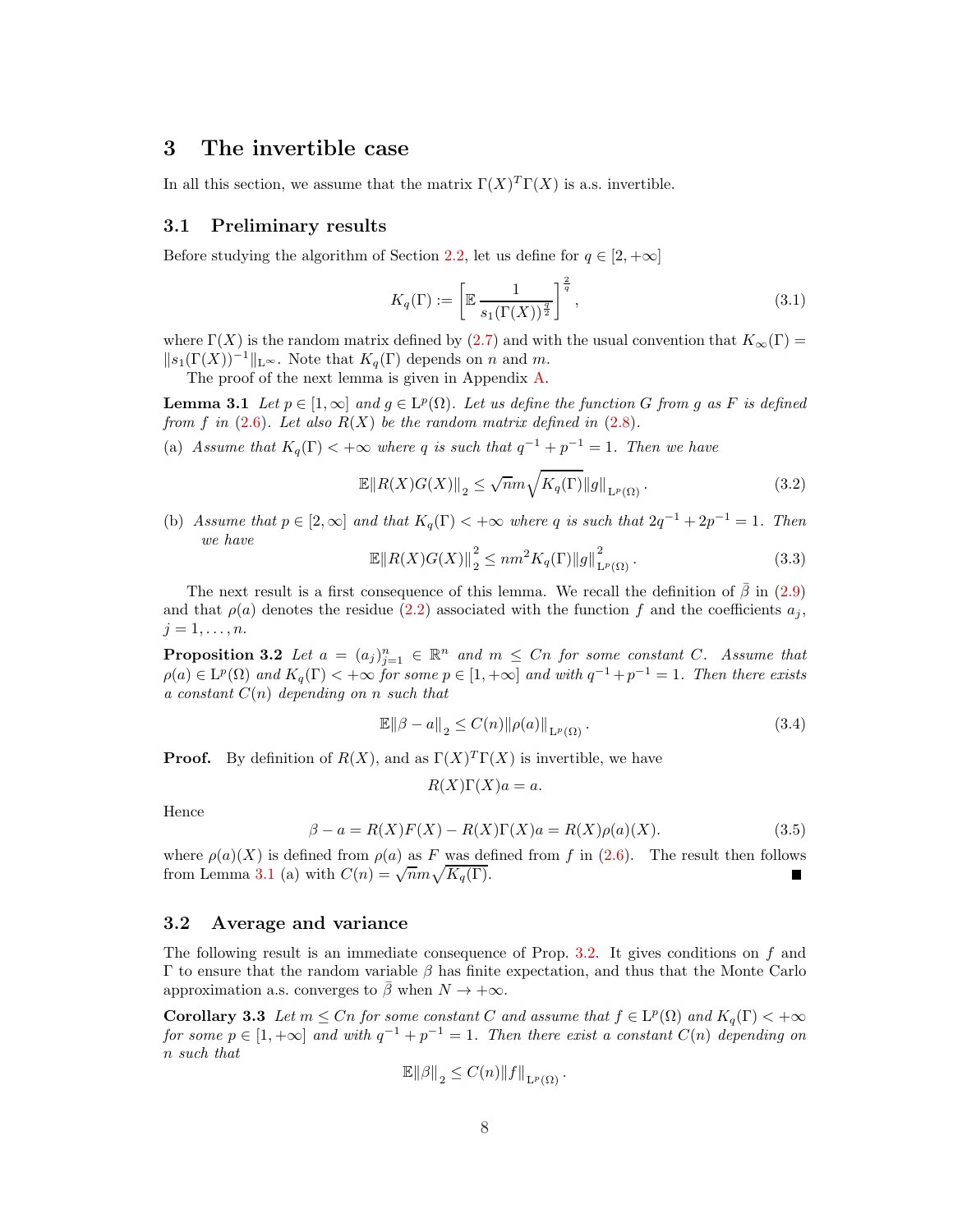## 3 The invertible case

In all this section, we assume that the matrix $\Gamma(X)^T\Gamma(X)$ is a.s. invertible.

### 3.1 Preliminary results

Before studying the algorithm of Section 2.2, let us define for $q \in [2, +\infty]$

$$K_q(\Gamma) := \left[\mathbb{E}\, \frac{1}{s_1(\Gamma(X))^{\frac{q}{2}}}\right]^{\frac{2}{q}}, \tag{3.1}$$

where $\Gamma(X)$ is the random matrix defined by (2.7) and with the usual convention that $K_\infty(\Gamma) = \|s_1(\Gamma(X))^{-1}\|_{\mathrm{L}^\infty}$. Note that $K_q(\Gamma)$ depends on $n$ and $m$.

The proof of the next lemma is given in Appendix A.

**Lemma 3.1** *Let $p \in [1, \infty]$ and $g \in \mathrm{L}^p(\Omega)$. Let us define the function $G$ from $g$ as $F$ is defined from $f$ in (2.6). Let also $R(X)$ be the random matrix defined in (2.8).*

(a) *Assume that $K_q(\Gamma) < +\infty$ where $q$ is such that $q^{-1} + p^{-1} = 1$. Then we have*

$$\mathbb{E}\|R(X)G(X)\|_2 \leq \sqrt{n} m \sqrt{K_q(\Gamma)} \|g\|_{\mathrm{L}^p(\Omega)}. \tag{3.2}$$

(b) *Assume that $p \in [2, \infty]$ and that $K_q(\Gamma) < +\infty$ where $q$ is such that $2q^{-1} + 2p^{-1} = 1$. Then we have*

$$\mathbb{E}\|R(X)G(X)\|_2^2 \leq nm^2 K_q(\Gamma) \|g\|_{\mathrm{L}^p(\Omega)}^2. \tag{3.3}$$

The next result is a first consequence of this lemma. We recall the definition of $\bar{\beta}$ in (2.9) and that $\rho(a)$ denotes the residue (2.2) associated with the function $f$ and the coefficients $a_j$, $j = 1, \ldots, n$.

**Proposition 3.2** *Let $a = (a_j)_{j=1}^n \in \mathbb{R}^n$ and $m \leq Cn$ for some constant $C$. Assume that $\rho(a) \in \mathrm{L}^p(\Omega)$ and $K_q(\Gamma) < +\infty$ for some $p \in [1, +\infty]$ and with $q^{-1} + p^{-1} = 1$. Then there exists a constant $C(n)$ depending on $n$ such that*

$$\mathbb{E}\|\beta - a\|_2 \leq C(n) \|\rho(a)\|_{\mathrm{L}^p(\Omega)}. \tag{3.4}$$

**Proof.** By definition of $R(X)$, and as $\Gamma(X)^T\Gamma(X)$ is invertible, we have

$$R(X)\Gamma(X)a = a.$$

Hence

$$\beta - a = R(X)F(X) - R(X)\Gamma(X)a = R(X)\rho(a)(X). \tag{3.5}$$

where $\rho(a)(X)$ is defined from $\rho(a)$ as $F$ was defined from $f$ in (2.6). The result then follows from Lemma 3.1 (a) with $C(n) = \sqrt{n} m \sqrt{K_q(\Gamma)}$. ∎

### 3.2 Average and variance

The following result is an immediate consequence of Prop. 3.2. It gives conditions on $f$ and $\Gamma$ to ensure that the random variable $\beta$ has finite expectation, and thus that the Monte Carlo approximation a.s. converges to $\bar{\beta}$ when $N \to +\infty$.

**Corollary 3.3** *Let $m \leq Cn$ for some constant $C$ and assume that $f \in \mathrm{L}^p(\Omega)$ and $K_q(\Gamma) < +\infty$ for some $p \in [1, +\infty]$ and with $q^{-1} + p^{-1} = 1$. Then there exist a constant $C(n)$ depending on $n$ such that*

$$\mathbb{E}\|\beta\|_2 \leq C(n) \|f\|_{\mathrm{L}^p(\Omega)}.$$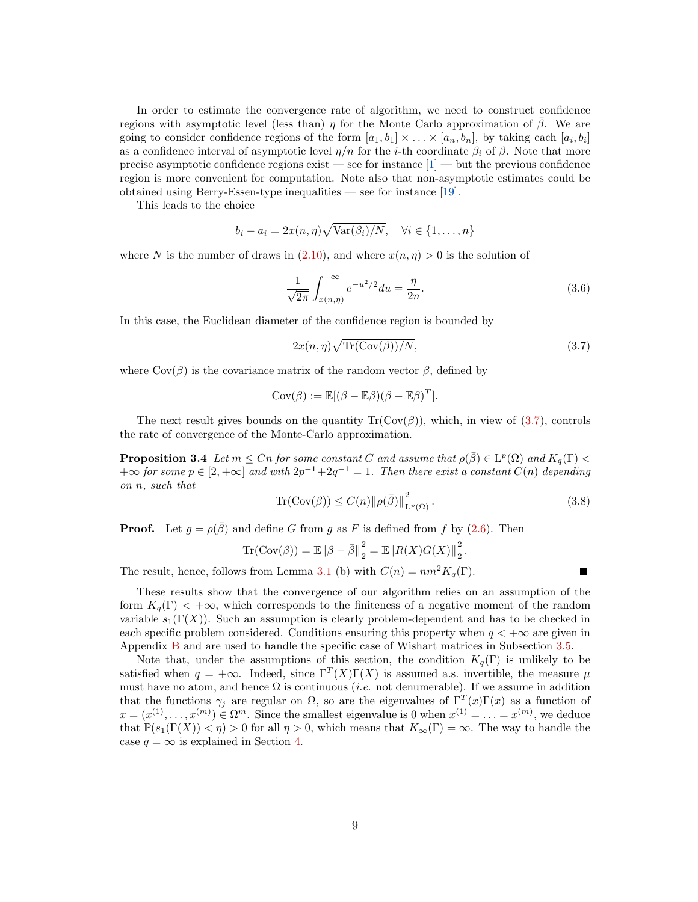In order to estimate the convergence rate of algorithm, we need to construct confidence regions with asymptotic level (less than) $\eta$ for the Monte Carlo approximation of $\bar{\beta}$. We are going to consider confidence regions of the form $[a_1, b_1] \times \ldots \times [a_n, b_n]$, by taking each $[a_i, b_i]$ as a confidence interval of asymptotic level $\eta/n$ for the $i$-th coordinate $\beta_i$ of $\beta$. Note that more precise asymptotic confidence regions exist — see for instance [1] — but the previous confidence region is more convenient for computation. Note also that non-asymptotic estimates could be obtained using Berry-Essen-type inequalities — see for instance [19].

This leads to the choice

$$b_i - a_i = 2x(n,\eta)\sqrt{\mathrm{Var}(\beta_i)/N}, \quad \forall i \in \{1, \ldots, n\}$$

where $N$ is the number of draws in (2.10), and where $x(n, \eta) > 0$ is the solution of

$$\frac{1}{\sqrt{2\pi}} \int_{x(n,\eta)}^{+\infty} e^{-u^2/2} du = \frac{\eta}{2n}. \tag{3.6}$$

In this case, the Euclidean diameter of the confidence region is bounded by

$$2x(n,\eta)\sqrt{\mathrm{Tr}(\mathrm{Cov}(\beta))/N}, \tag{3.7}$$

where $\mathrm{Cov}(\beta)$ is the covariance matrix of the random vector $\beta$, defined by

$$\mathrm{Cov}(\beta) := \mathbb{E}[(\beta - \mathbb{E}\beta)(\beta - \mathbb{E}\beta)^T].$$

The next result gives bounds on the quantity $\mathrm{Tr}(\mathrm{Cov}(\beta))$, which, in view of (3.7), controls the rate of convergence of the Monte-Carlo approximation.

**Proposition 3.4** *Let $m \leq Cn$ for some constant $C$ and assume that $\rho(\bar{\beta}) \in \mathrm{L}^p(\Omega)$ and $K_q(\Gamma) < +\infty$ for some $p \in [2, +\infty]$ and with $2p^{-1} + 2q^{-1} = 1$. Then there exist a constant $C(n)$ depending on $n$, such that*

$$\mathrm{Tr}(\mathrm{Cov}(\beta)) \leq C(n) \|\rho(\bar{\beta})\|^2_{\mathrm{L}^p(\Omega)}. \tag{3.8}$$

**Proof.** Let $g = \rho(\bar{\beta})$ and define $G$ from $g$ as $F$ is defined from $f$ by (2.6). Then

$$\mathrm{Tr}(\mathrm{Cov}(\beta)) = \mathbb{E}\|\beta - \bar{\beta}\|_2^2 = \mathbb{E}\|R(X)G(X)\|_2^2.$$

The result, hence, follows from Lemma 3.1 (b) with $C(n) = nm^2 K_q(\Gamma)$. ∎

These results show that the convergence of our algorithm relies on an assumption of the form $K_q(\Gamma) < +\infty$, which corresponds to the finiteness of a negative moment of the random variable $s_1(\Gamma(X))$. Such an assumption is clearly problem-dependent and has to be checked in each specific problem considered. Conditions ensuring this property when $q < +\infty$ are given in Appendix B and are used to handle the specific case of Wishart matrices in Subsection 3.5.

Note that, under the assumptions of this section, the condition $K_q(\Gamma)$ is unlikely to be satisfied when $q = +\infty$. Indeed, since $\Gamma^T(X)\Gamma(X)$ is assumed a.s. invertible, the measure $\mu$ must have no atom, and hence $\Omega$ is continuous (*i.e.* not denumerable). If we assume in addition that the functions $\gamma_j$ are regular on $\Omega$, so are the eigenvalues of $\Gamma^T(x)\Gamma(x)$ as a function of $x = (x^{(1)}, \ldots, x^{(m)}) \in \Omega^m$. Since the smallest eigenvalue is 0 when $x^{(1)} = \ldots = x^{(m)}$, we deduce that $\mathbb{P}(s_1(\Gamma(X)) < \eta) > 0$ for all $\eta > 0$, which means that $K_\infty(\Gamma) = \infty$. The way to handle the case $q = \infty$ is explained in Section 4.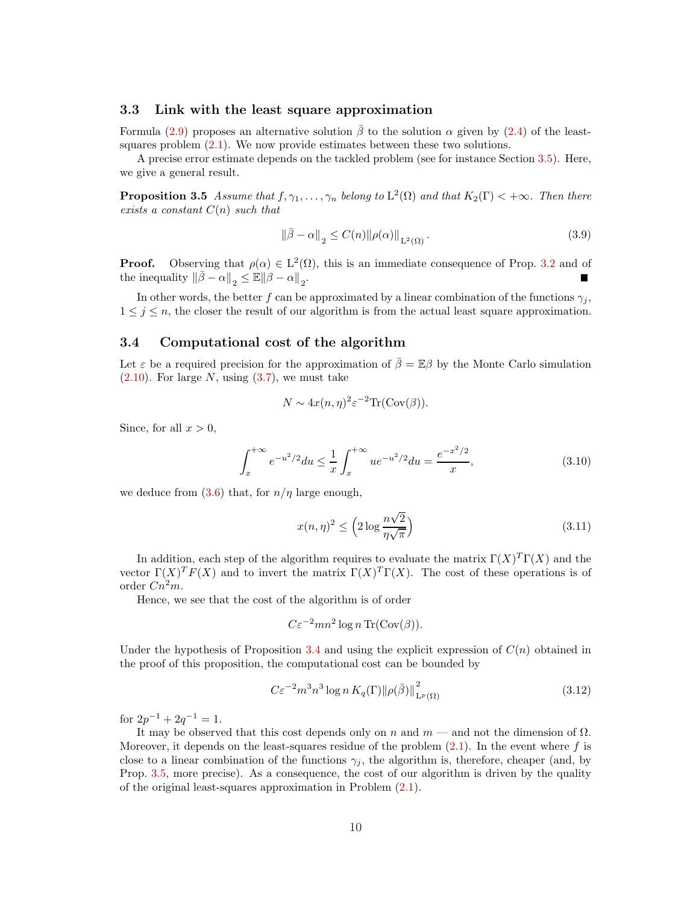### 3.3 Link with the least square approximation

Formula (2.9) proposes an alternative solution $\bar{\beta}$ to the solution $\alpha$ given by (2.4) of the least-squares problem (2.1). We now provide estimates between these two solutions.

A precise error estimate depends on the tackled problem (see for instance Section 3.5). Here, we give a general result.

**Proposition 3.5** *Assume that $f, \gamma_1, \ldots, \gamma_n$ belong to $\mathrm{L}^2(\Omega)$ and that $K_2(\Gamma) < +\infty$. Then there exists a constant $C(n)$ such that*

$$\left\|\bar{\beta} - \alpha\right\|_2 \leq C(n) \|\rho(\alpha)\|_{\mathrm{L}^2(\Omega)}. \tag{3.9}$$

**Proof.** Observing that $\rho(\alpha) \in \mathrm{L}^2(\Omega)$, this is an immediate consequence of Prop. 3.2 and of the inequality $\left\|\bar{\beta} - \alpha\right\|_2 \leq \mathbb{E}\|\beta - \alpha\|_2$. ∎

In other words, the better $f$ can be approximated by a linear combination of the functions $\gamma_j$, $1 \leq j \leq n$, the closer the result of our algorithm is from the actual least square approximation.

### 3.4 Computational cost of the algorithm

Let $\varepsilon$ be a required precision for the approximation of $\bar{\beta} = \mathbb{E}\beta$ by the Monte Carlo simulation (2.10). For large $N$, using (3.7), we must take

$$N \sim 4x(n,\eta)^2 \varepsilon^{-2} \mathrm{Tr}(\mathrm{Cov}(\beta)).$$

Since, for all $x > 0$,

$$\int_x^{+\infty} e^{-u^2/2} du \leq \frac{1}{x} \int_x^{+\infty} u e^{-u^2/2} du = \frac{e^{-x^2/2}}{x}, \tag{3.10}$$

we deduce from (3.6) that, for $n/\eta$ large enough,

$$x(n,\eta)^2 \leq \left(2 \log \frac{n\sqrt{2}}{\eta\sqrt{\pi}}\right) \tag{3.11}$$

In addition, each step of the algorithm requires to evaluate the matrix $\Gamma(X)^T\Gamma(X)$ and the vector $\Gamma(X)^T F(X)$ and to invert the matrix $\Gamma(X)^T\Gamma(X)$. The cost of these operations is of order $Cn^2m$.

Hence, we see that the cost of the algorithm is of order

$$C\varepsilon^{-2} mn^2 \log n \, \mathrm{Tr}(\mathrm{Cov}(\beta)).$$

Under the hypothesis of Proposition 3.4 and using the explicit expression of $C(n)$ obtained in the proof of this proposition, the computational cost can be bounded by

$$C\varepsilon^{-2} m^3 n^3 \log n \, K_q(\Gamma) \|\rho(\bar{\beta})\|^2_{\mathrm{L}^p(\Omega)} \tag{3.12}$$

for $2p^{-1} + 2q^{-1} = 1$.

It may be observed that this cost depends only on $n$ and $m$ — and not the dimension of $\Omega$. Moreover, it depends on the least-squares residue of the problem (2.1). In the event where $f$ is close to a linear combination of the functions $\gamma_j$, the algorithm is, therefore, cheaper (and, by Prop. 3.5, more precise). As a consequence, the cost of our algorithm is driven by the quality of the original least-squares approximation in Problem (2.1).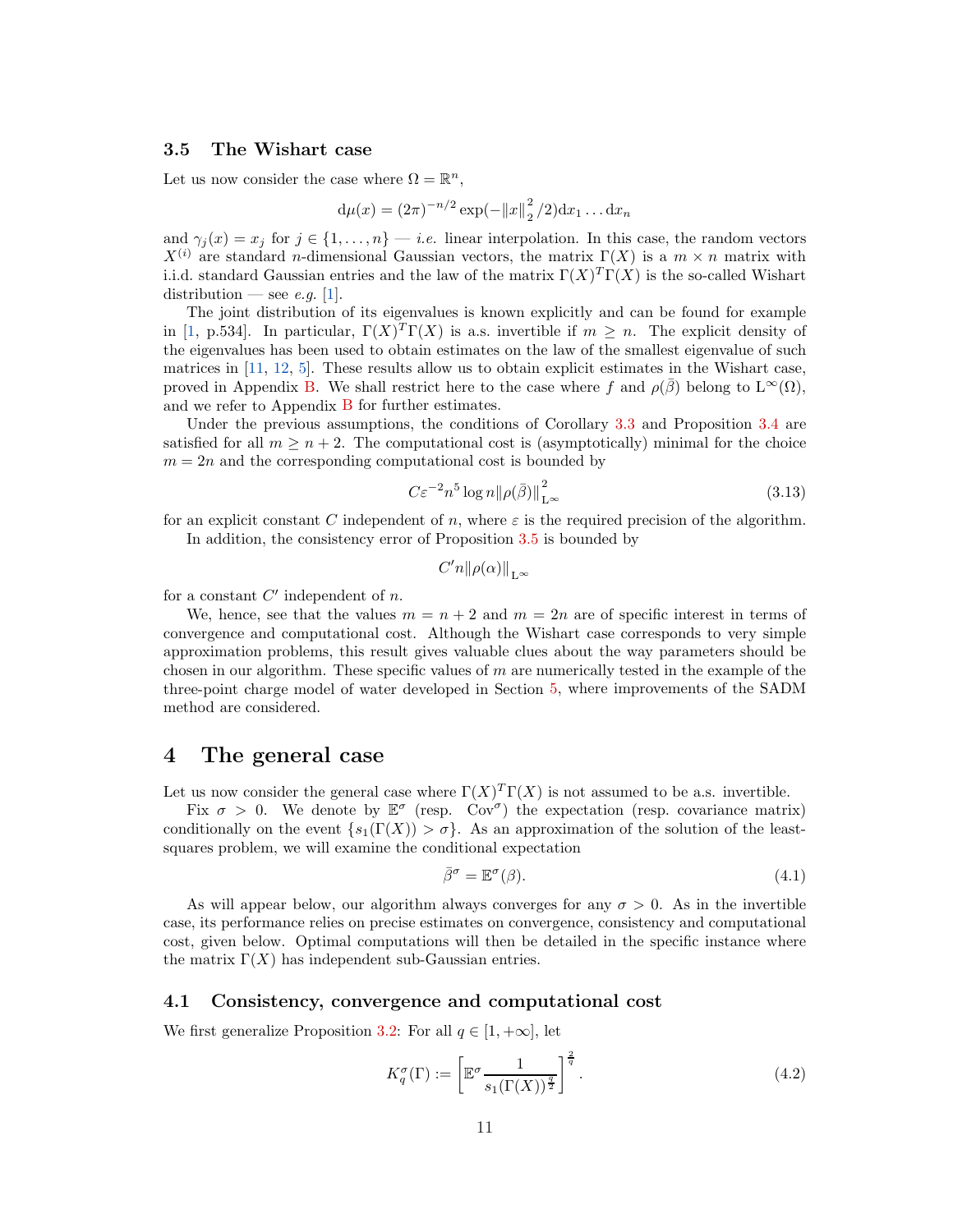### 3.5 The Wishart case

Let us now consider the case where $\Omega = \mathbb{R}^n$,

$$\mathrm{d}\mu(x) = (2\pi)^{-n/2} \exp(-\|x\|_2^2/2)\mathrm{d}x_1 \dots \mathrm{d}x_n$$

and $\gamma_j(x) = x_j$ for $j \in \{1, \dots, n\}$ — *i.e.* linear interpolation. In this case, the random vectors $X^{(i)}$ are standard $n$-dimensional Gaussian vectors, the matrix $\Gamma(X)$ is a $m \times n$ matrix with i.i.d. standard Gaussian entries and the law of the matrix $\Gamma(X)^T\Gamma(X)$ is the so-called Wishart distribution — see *e.g.* [1].

The joint distribution of its eigenvalues is known explicitly and can be found for example in [1, p.534]. In particular, $\Gamma(X)^T\Gamma(X)$ is a.s. invertible if $m \geq n$. The explicit density of the eigenvalues has been used to obtain estimates on the law of the smallest eigenvalue of such matrices in [11, 12, 5]. These results allow us to obtain explicit estimates in the Wishart case, proved in Appendix B. We shall restrict here to the case where $f$ and $\rho(\bar{\beta})$ belong to $\mathrm{L}^\infty(\Omega)$, and we refer to Appendix B for further estimates.

Under the previous assumptions, the conditions of Corollary 3.3 and Proposition 3.4 are satisfied for all $m \geq n+2$. The computational cost is (asymptotically) minimal for the choice $m = 2n$ and the corresponding computational cost is bounded by

$$C\varepsilon^{-2} n^5 \log n \|\rho(\bar{\beta})\|_{\mathrm{L}^\infty}^2 \tag{3.13}$$

for an explicit constant $C$ independent of $n$, where $\varepsilon$ is the required precision of the algorithm.

In addition, the consistency error of Proposition 3.5 is bounded by

$$C' n \|\rho(\alpha)\|_{\mathrm{L}^\infty}$$

for a constant $C'$ independent of $n$.

We, hence, see that the values $m = n+2$ and $m = 2n$ are of specific interest in terms of convergence and computational cost. Although the Wishart case corresponds to very simple approximation problems, this result gives valuable clues about the way parameters should be chosen in our algorithm. These specific values of $m$ are numerically tested in the example of the three-point charge model of water developed in Section 5, where improvements of the SADM method are considered.

## 4 The general case

Let us now consider the general case where $\Gamma(X)^T\Gamma(X)$ is not assumed to be a.s. invertible.

Fix $\sigma > 0$. We denote by $\mathbb{E}^\sigma$ (resp. $\mathrm{Cov}^\sigma$) the expectation (resp. covariance matrix) conditionally on the event $\{s_1(\Gamma(X)) > \sigma\}$. As an approximation of the solution of the least-squares problem, we will examine the conditional expectation

$$\bar{\beta}^\sigma = \mathbb{E}^\sigma(\beta). \tag{4.1}$$

As will appear below, our algorithm always converges for any $\sigma > 0$. As in the invertible case, its performance relies on precise estimates on convergence, consistency and computational cost, given below. Optimal computations will then be detailed in the specific instance where the matrix $\Gamma(X)$ has independent sub-Gaussian entries.

### 4.1 Consistency, convergence and computational cost

We first generalize Proposition 3.2: For all $q \in [1, +\infty]$, let

$$K_q^\sigma(\Gamma) := \left[\mathbb{E}^\sigma \frac{1}{s_1(\Gamma(X))^{\frac{q}{2}}}\right]^{\frac{2}{q}}. \tag{4.2}$$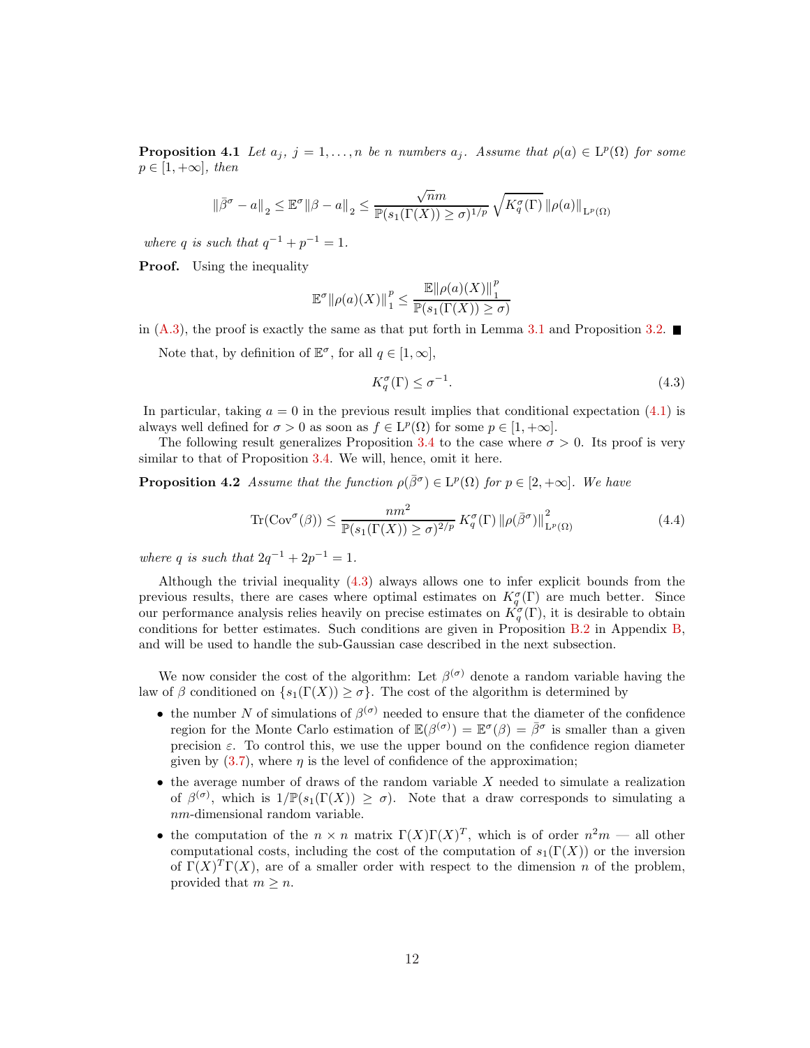**Proposition 4.1** *Let $a_j$, $j = 1, \ldots, n$ be $n$ numbers $a_j$. Assume that $\rho(a) \in \mathrm{L}^p(\Omega)$ for some $p \in [1, +\infty]$, then*

$$\left\|\bar{\beta}^\sigma - a\right\|_2 \leq \mathbb{E}^\sigma \left\|\beta - a\right\|_2 \leq \frac{\sqrt{n}m}{\mathbb{P}(s_1(\Gamma(X)) \geq \sigma)^{1/p}} \sqrt{K_q^\sigma(\Gamma)} \left\|\rho(a)\right\|_{\mathrm{L}^p(\Omega)}$$

*where $q$ is such that $q^{-1} + p^{-1} = 1$.*

**Proof.** Using the inequality

$$\mathbb{E}^\sigma \left\|\rho(a)(X)\right\|_1^p \leq \frac{\mathbb{E}\left\|\rho(a)(X)\right\|_1^p}{\mathbb{P}(s_1(\Gamma(X)) \geq \sigma)}$$

in (A.3), the proof is exactly the same as that put forth in Lemma 3.1 and Proposition 3.2. ■

Note that, by definition of $\mathbb{E}^\sigma$, for all $q \in [1, \infty]$,

$$K_q^\sigma(\Gamma) \leq \sigma^{-1}. \tag{4.3}$$

In particular, taking $a = 0$ in the previous result implies that conditional expectation (4.1) is always well defined for $\sigma > 0$ as soon as $f \in \mathrm{L}^p(\Omega)$ for some $p \in [1, +\infty]$.

The following result generalizes Proposition 3.4 to the case where $\sigma > 0$. Its proof is very similar to that of Proposition 3.4. We will, hence, omit it here.

**Proposition 4.2** *Assume that the function $\rho(\bar{\beta}^\sigma) \in \mathrm{L}^p(\Omega)$ for $p \in [2, +\infty]$. We have*

$$\mathrm{Tr}(\mathrm{Cov}^\sigma(\beta)) \leq \frac{nm^2}{\mathbb{P}(s_1(\Gamma(X)) \geq \sigma)^{2/p}} K_q^\sigma(\Gamma) \left\|\rho(\bar{\beta}^\sigma)\right\|_{\mathrm{L}^p(\Omega)}^2 \tag{4.4}$$

*where $q$ is such that $2q^{-1} + 2p^{-1} = 1$.*

Although the trivial inequality (4.3) always allows one to infer explicit bounds from the previous results, there are cases where optimal estimates on $K_q^\sigma(\Gamma)$ are much better. Since our performance analysis relies heavily on precise estimates on $K_q^\sigma(\Gamma)$, it is desirable to obtain conditions for better estimates. Such conditions are given in Proposition B.2 in Appendix B, and will be used to handle the sub-Gaussian case described in the next subsection.

We now consider the cost of the algorithm: Let $\beta^{(\sigma)}$ denote a random variable having the law of $\beta$ conditioned on $\{s_1(\Gamma(X)) \geq \sigma\}$. The cost of the algorithm is determined by

- the number $N$ of simulations of $\beta^{(\sigma)}$ needed to ensure that the diameter of the confidence region for the Monte Carlo estimation of $\mathbb{E}(\beta^{(\sigma)}) = \mathbb{E}^\sigma(\beta) = \bar{\beta}^\sigma$ is smaller than a given precision $\varepsilon$. To control this, we use the upper bound on the confidence region diameter given by (3.7), where $\eta$ is the level of confidence of the approximation;
- the average number of draws of the random variable $X$ needed to simulate a realization of $\beta^{(\sigma)}$, which is $1/\mathbb{P}(s_1(\Gamma(X)) \geq \sigma)$. Note that a draw corresponds to simulating a $nm$-dimensional random variable.
- the computation of the $n \times n$ matrix $\Gamma(X)\Gamma(X)^T$, which is of order $n^2 m$ — all other computational costs, including the cost of the computation of $s_1(\Gamma(X))$ or the inversion of $\Gamma(X)^T\Gamma(X)$, are of a smaller order with respect to the dimension $n$ of the problem, provided that $m \geq n$.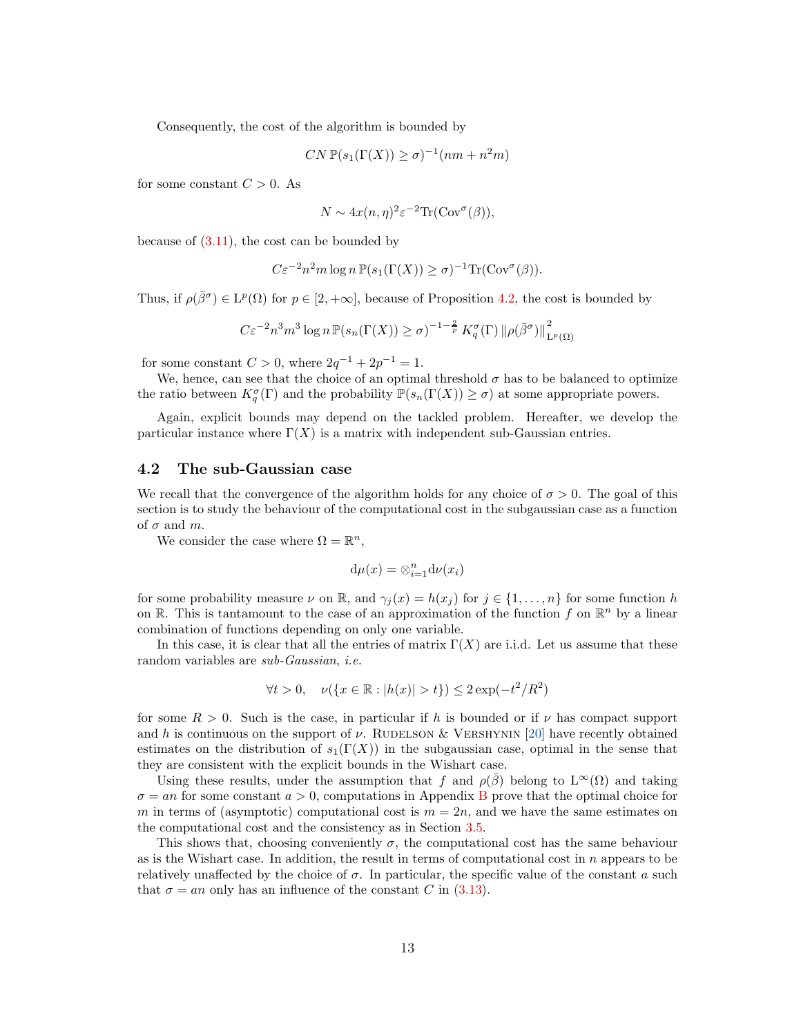Consequently, the cost of the algorithm is bounded by

$$CN\,\mathbb{P}(s_1(\Gamma(X)) \geq \sigma)^{-1}(nm + n^2 m)$$

for some constant $C > 0$. As

$$N \sim 4x(n,\eta)^2 \varepsilon^{-2} \mathrm{Tr}(\mathrm{Cov}^\sigma(\beta)),$$

because of (3.11), the cost can be bounded by

$$C\varepsilon^{-2} n^2 m \log n\, \mathbb{P}(s_1(\Gamma(X)) \geq \sigma)^{-1} \mathrm{Tr}(\mathrm{Cov}^\sigma(\beta)).$$

Thus, if $\rho(\bar{\beta}^\sigma) \in \mathrm{L}^p(\Omega)$ for $p \in [2, +\infty]$, because of Proposition 4.2, the cost is bounded by

$$C\varepsilon^{-2} n^3 m^3 \log n\, \mathbb{P}(s_n(\Gamma(X)) \geq \sigma)^{-1-\frac{2}{p}}\, K_q^\sigma(\Gamma)\, \|\rho(\bar{\beta}^\sigma)\|^2_{\mathrm{L}^p(\Omega)}$$

for some constant $C > 0$, where $2q^{-1} + 2p^{-1} = 1$.

We, hence, can see that the choice of an optimal threshold $\sigma$ has to be balanced to optimize the ratio between $K_q^\sigma(\Gamma)$ and the probability $\mathbb{P}(s_n(\Gamma(X)) \geq \sigma)$ at some appropriate powers.

Again, explicit bounds may depend on the tackled problem. Hereafter, we develop the particular instance where $\Gamma(X)$ is a matrix with independent sub-Gaussian entries.

## 4.2 The sub-Gaussian case

We recall that the convergence of the algorithm holds for any choice of $\sigma > 0$. The goal of this section is to study the behaviour of the computational cost in the subgaussian case as a function of $\sigma$ and $m$.

We consider the case where $\Omega = \mathbb{R}^n$,

$$\mathrm{d}\mu(x) = \otimes_{i=1}^n \mathrm{d}\nu(x_i)$$

for some probability measure $\nu$ on $\mathbb{R}$, and $\gamma_j(x) = h(x_j)$ for $j \in \{1, \ldots, n\}$ for some function $h$ on $\mathbb{R}$. This is tantamount to the case of an approximation of the function $f$ on $\mathbb{R}^n$ by a linear combination of functions depending on only one variable.

In this case, it is clear that all the entries of matrix $\Gamma(X)$ are i.i.d. Let us assume that these random variables are *sub-Gaussian*, *i.e.*

$$\forall t > 0, \quad \nu(\{x \in \mathbb{R} : |h(x)| > t\}) \leq 2\exp(-t^2/R^2)$$

for some $R > 0$. Such is the case, in particular if $h$ is bounded or if $\nu$ has compact support and $h$ is continuous on the support of $\nu$. Rudelson & Vershynin [20] have recently obtained estimates on the distribution of $s_1(\Gamma(X))$ in the subgaussian case, optimal in the sense that they are consistent with the explicit bounds in the Wishart case.

Using these results, under the assumption that $f$ and $\rho(\bar{\beta})$ belong to $\mathrm{L}^\infty(\Omega)$ and taking $\sigma = an$ for some constant $a > 0$, computations in Appendix B prove that the optimal choice for $m$ in terms of (asymptotic) computational cost is $m = 2n$, and we have the same estimates on the computational cost and the consistency as in Section 3.5.

This shows that, choosing conveniently $\sigma$, the computational cost has the same behaviour as is the Wishart case. In addition, the result in terms of computational cost in $n$ appears to be relatively unaffected by the choice of $\sigma$. In particular, the specific value of the constant $a$ such that $\sigma = an$ only has an influence of the constant $C$ in (3.13).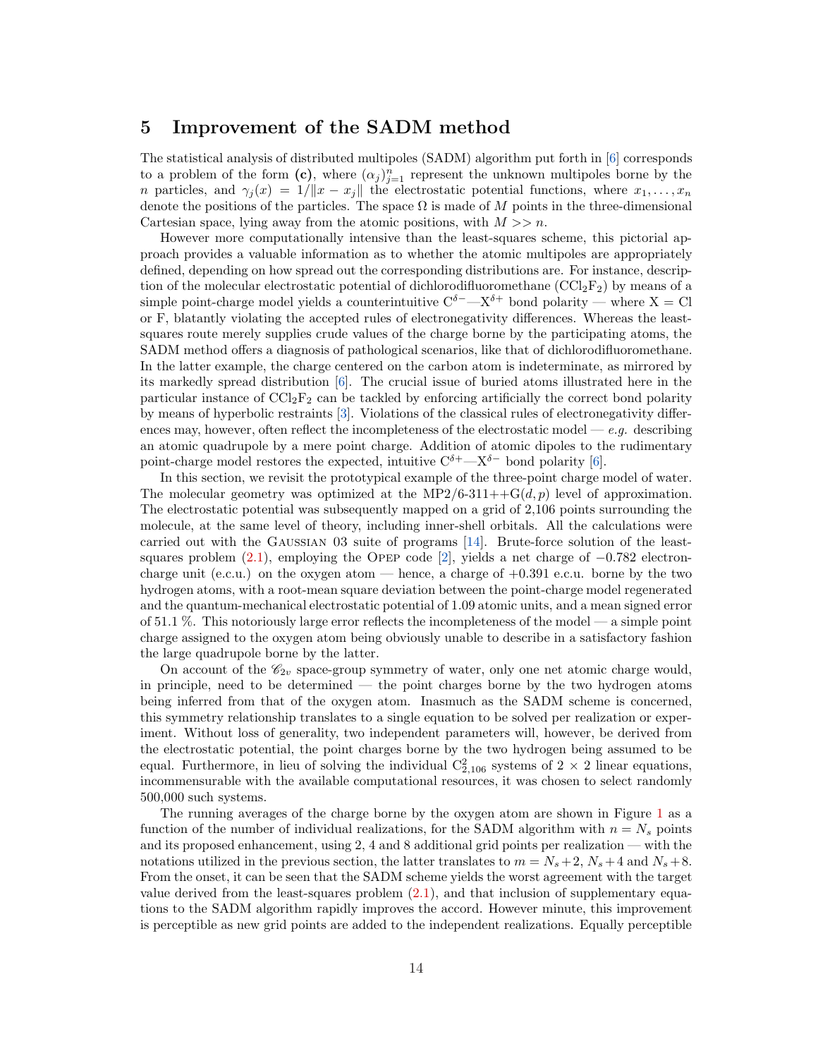## 5 Improvement of the SADM method

The statistical analysis of distributed multipoles (SADM) algorithm put forth in [6] corresponds to a problem of the form **(c)**, where $(\alpha_j)_{j=1}^n$ represent the unknown multipoles borne by the $n$ particles, and $\gamma_j(x) = 1/\|x - x_j\|$ the electrostatic potential functions, where $x_1, \ldots, x_n$ denote the positions of the particles. The space $\Omega$ is made of $M$ points in the three-dimensional Cartesian space, lying away from the atomic positions, with $M >> n$.

However more computationally intensive than the least-squares scheme, this pictorial approach provides a valuable information as to whether the atomic multipoles are appropriately defined, depending on how spread out the corresponding distributions are. For instance, description of the molecular electrostatic potential of dichlorodifluoromethane ($CCl_2F_2$) by means of a simple point-charge model yields a counterintuitive $C^{\delta-}$—$X^{\delta+}$ bond polarity — where X = Cl or F, blatantly violating the accepted rules of electronegativity differences. Whereas the least-squares route merely supplies crude values of the charge borne by the participating atoms, the SADM method offers a diagnosis of pathological scenarios, like that of dichlorodifluoromethane. In the latter example, the charge centered on the carbon atom is indeterminate, as mirrored by its markedly spread distribution [6]. The crucial issue of buried atoms illustrated here in the particular instance of $CCl_2F_2$ can be tackled by enforcing artificially the correct bond polarity by means of hyperbolic restraints [3]. Violations of the classical rules of electronegativity differences may, however, often reflect the incompleteness of the electrostatic model — *e.g.* describing an atomic quadrupole by a mere point charge. Addition of atomic dipoles to the rudimentary point-charge model restores the expected, intuitive $C^{\delta+}$—$X^{\delta-}$ bond polarity [6].

In this section, we revisit the prototypical example of the three-point charge model of water. The molecular geometry was optimized at the MP2/6-311++G($d,p$) level of approximation. The electrostatic potential was subsequently mapped on a grid of 2,106 points surrounding the molecule, at the same level of theory, including inner-shell orbitals. All the calculations were carried out with the Gaussian 03 suite of programs [14]. Brute-force solution of the least-squares problem (2.1), employing the Opep code [2], yields a net charge of $-0.782$ electron-charge unit (e.c.u.) on the oxygen atom — hence, a charge of $+0.391$ e.c.u. borne by the two hydrogen atoms, with a root-mean square deviation between the point-charge model regenerated and the quantum-mechanical electrostatic potential of 1.09 atomic units, and a mean signed error of 51.1 %. This notoriously large error reflects the incompleteness of the model — a simple point charge assigned to the oxygen atom being obviously unable to describe in a satisfactory fashion the large quadrupole borne by the latter.

On account of the $\mathscr{C}_{2v}$ space-group symmetry of water, only one net atomic charge would, in principle, need to be determined — the point charges borne by the two hydrogen atoms being inferred from that of the oxygen atom. Inasmuch as the SADM scheme is concerned, this symmetry relationship translates to a single equation to be solved per realization or experiment. Without loss of generality, two independent parameters will, however, be derived from the electrostatic potential, the point charges borne by the two hydrogen being assumed to be equal. Furthermore, in lieu of solving the individual $C^2_{2,106}$ systems of $2 \times 2$ linear equations, incommensurable with the available computational resources, it was chosen to select randomly 500,000 such systems.

The running averages of the charge borne by the oxygen atom are shown in Figure 1 as a function of the number of individual realizations, for the SADM algorithm with $n = N_s$ points and its proposed enhancement, using 2, 4 and 8 additional grid points per realization — with the notations utilized in the previous section, the latter translates to $m = N_s + 2$, $N_s + 4$ and $N_s + 8$. From the onset, it can be seen that the SADM scheme yields the worst agreement with the target value derived from the least-squares problem (2.1), and that inclusion of supplementary equations to the SADM algorithm rapidly improves the accord. However minute, this improvement is perceptible as new grid points are added to the independent realizations. Equally perceptible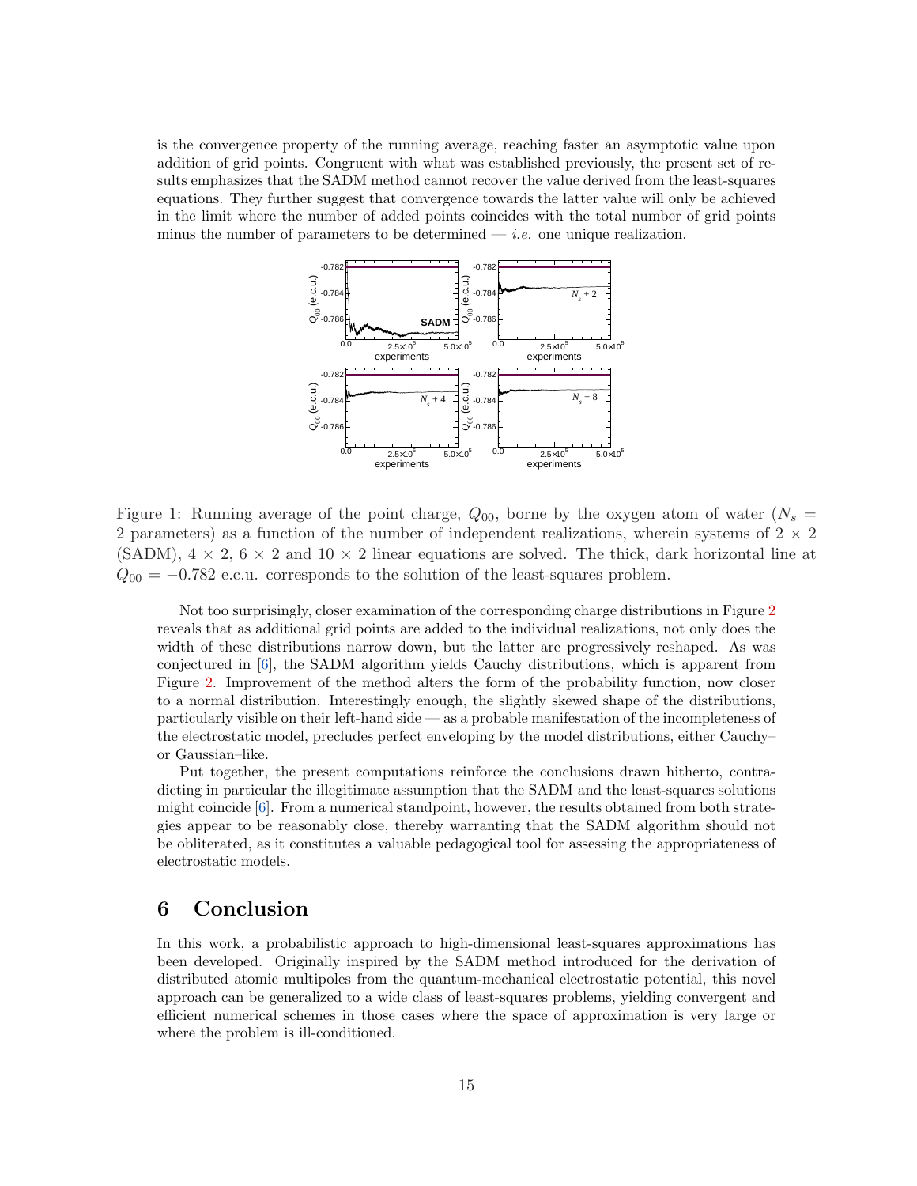is the convergence property of the running average, reaching faster an asymptotic value upon addition of grid points. Congruent with what was established previously, the present set of results emphasizes that the SADM method cannot recover the value derived from the least-squares equations. They further suggest that convergence towards the latter value will only be achieved in the limit where the number of added points coincides with the total number of grid points minus the number of parameters to be determined — *i.e.* one unique realization.

Figure 1: Running average of the point charge, $Q_{00}$, borne by the oxygen atom of water ($N_s = 2$ parameters) as a function of the number of independent realizations, wherein systems of $2 \times 2$ (SADM), $4 \times 2$, $6 \times 2$ and $10 \times 2$ linear equations are solved. The thick, dark horizontal line at $Q_{00} = -0.782$ e.c.u. corresponds to the solution of the least-squares problem.

Not too surprisingly, closer examination of the corresponding charge distributions in Figure 2 reveals that as additional grid points are added to the individual realizations, not only does the width of these distributions narrow down, but the latter are progressively reshaped. As was conjectured in [6], the SADM algorithm yields Cauchy distributions, which is apparent from Figure 2. Improvement of the method alters the form of the probability function, now closer to a normal distribution. Interestingly enough, the slightly skewed shape of the distributions, particularly visible on their left-hand side — as a probable manifestation of the incompleteness of the electrostatic model, precludes perfect enveloping by the model distributions, either Cauchy– or Gaussian–like.

Put together, the present computations reinforce the conclusions drawn hitherto, contradicting in particular the illegitimate assumption that the SADM and the least-squares solutions might coincide [6]. From a numerical standpoint, however, the results obtained from both strategies appear to be reasonably close, thereby warranting that the SADM algorithm should not be obliterated, as it constitutes a valuable pedagogical tool for assessing the appropriateness of electrostatic models.

# 6 Conclusion

In this work, a probabilistic approach to high-dimensional least-squares approximations has been developed. Originally inspired by the SADM method introduced for the derivation of distributed atomic multipoles from the quantum-mechanical electrostatic potential, this novel approach can be generalized to a wide class of least-squares problems, yielding convergent and efficient numerical schemes in those cases where the space of approximation is very large or where the problem is ill-conditioned.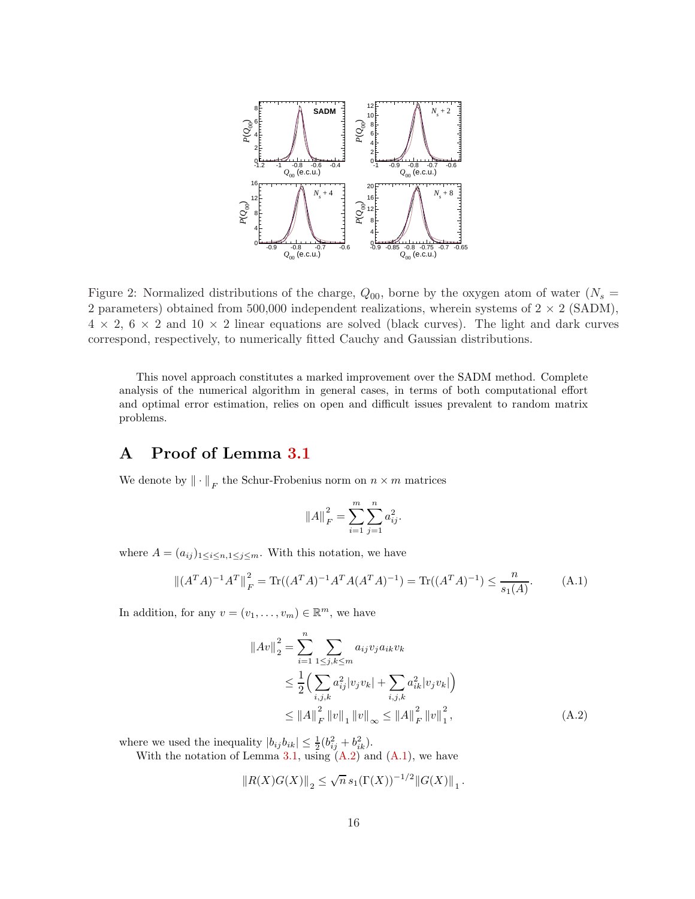Figure 2: Normalized distributions of the charge, $Q_{00}$, borne by the oxygen atom of water ($N_s = 2$ parameters) obtained from 500,000 independent realizations, wherein systems of $2 \times 2$ (SADM), $4 \times 2$, $6 \times 2$ and $10 \times 2$ linear equations are solved (black curves). The light and dark curves correspond, respectively, to numerically fitted Cauchy and Gaussian distributions.

This novel approach constitutes a marked improvement over the SADM method. Complete analysis of the numerical algorithm in general cases, in terms of both computational effort and optimal error estimation, relies on open and difficult issues prevalent to random matrix problems.

# A Proof of Lemma 3.1

We denote by $\|\cdot\|_F$ the Schur-Frobenius norm on $n \times m$ matrices

$$\|A\|_F^2 = \sum_{i=1}^{m} \sum_{j=1}^{n} a_{ij}^2.$$

where $A = (a_{ij})_{1 \le i \le n, 1 \le j \le m}$. With this notation, we have

$$\|(A^T A)^{-1} A^T\|_F^2 = \mathrm{Tr}((A^T A)^{-1} A^T A (A^T A)^{-1}) = \mathrm{Tr}((A^T A)^{-1}) \le \frac{n}{s_1(A)}. \tag{A.1}$$

In addition, for any $v = (v_1, \ldots, v_m) \in \mathbb{R}^m$, we have

$$\begin{aligned}
\|Av\|_2^2 &= \sum_{i=1}^{n} \sum_{1 \le j,k \le m} a_{ij} v_j a_{ik} v_k \\
&\le \frac{1}{2} \Big( \sum_{i,j,k} a_{ij}^2 |v_j v_k| + \sum_{i,j,k} a_{ik}^2 |v_j v_k| \Big) \\
&\le \|A\|_F^2 \|v\|_1 \|v\|_\infty \le \|A\|_F^2 \|v\|_1^2,
\end{aligned} \tag{A.2}$$

where we used the inequality $|b_{ij} b_{ik}| \le \frac{1}{2}(b_{ij}^2 + b_{ik}^2)$.

With the notation of Lemma 3.1, using (A.2) and (A.1), we have

$$\|R(X)G(X)\|_2 \le \sqrt{n}\, s_1(\Gamma(X))^{-1/2} \|G(X)\|_1.$$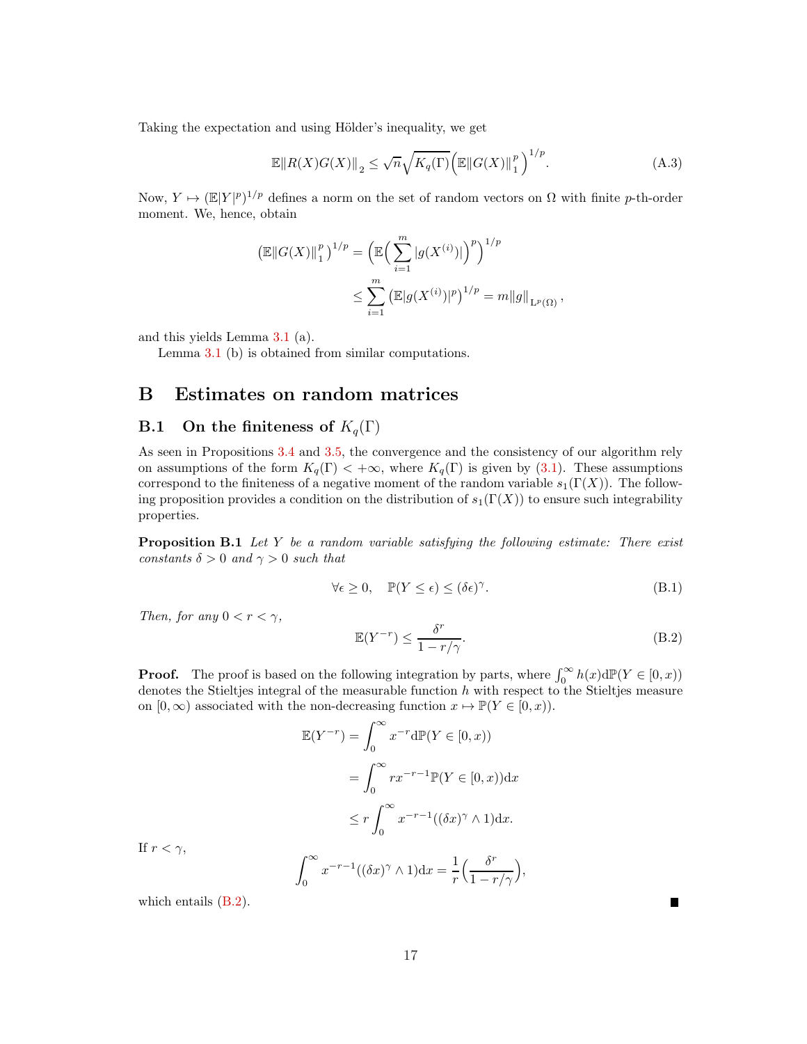Taking the expectation and using Hölder's inequality, we get

$$\mathbb{E}\|R(X)G(X)\|_2 \leq \sqrt{n}\sqrt{K_q(\Gamma)}\Big(\mathbb{E}\|G(X)\|_1^p\Big)^{1/p}. \tag{A.3}$$

Now, $Y \mapsto (\mathbb{E}|Y|^p)^{1/p}$ defines a norm on the set of random vectors on $\Omega$ with finite $p$-th-order moment. We, hence, obtain

$$\begin{aligned}
\big(\mathbb{E}\|G(X)\|_1^p\big)^{1/p} &= \Big(\mathbb{E}\Big(\sum_{i=1}^m |g(X^{(i)})|\Big)^p\Big)^{1/p} \\
&\leq \sum_{i=1}^m \big(\mathbb{E}|g(X^{(i)})|^p\big)^{1/p} = m\|g\|_{\mathrm{L}^p(\Omega)},
\end{aligned}$$

and this yields Lemma 3.1 (a).

Lemma 3.1 (b) is obtained from similar computations.

# B Estimates on random matrices

## B.1 On the finiteness of $K_q(\Gamma)$

As seen in Propositions 3.4 and 3.5, the convergence and the consistency of our algorithm rely on assumptions of the form $K_q(\Gamma) < +\infty$, where $K_q(\Gamma)$ is given by (3.1). These assumptions correspond to the finiteness of a negative moment of the random variable $s_1(\Gamma(X))$. The following proposition provides a condition on the distribution of $s_1(\Gamma(X))$ to ensure such integrability properties.

**Proposition B.1** *Let $Y$ be a random variable satisfying the following estimate: There exist constants $\delta > 0$ and $\gamma > 0$ such that*

$$\forall \epsilon \geq 0, \quad \mathbb{P}(Y \leq \epsilon) \leq (\delta\epsilon)^\gamma. \tag{B.1}$$

*Then, for any $0 < r < \gamma$,*

$$\mathbb{E}(Y^{-r}) \leq \frac{\delta^r}{1 - r/\gamma}. \tag{B.2}$$

**Proof.** The proof is based on the following integration by parts, where $\int_0^\infty h(x)\mathrm{d}\mathbb{P}(Y \in [0,x))$ denotes the Stieltjes integral of the measurable function $h$ with respect to the Stieltjes measure on $[0,\infty)$ associated with the non-decreasing function $x \mapsto \mathbb{P}(Y \in [0,x))$.

$$\begin{aligned}
\mathbb{E}(Y^{-r}) &= \int_0^\infty x^{-r}\mathrm{d}\mathbb{P}(Y \in [0,x)) \\
&= \int_0^\infty r x^{-r-1}\mathbb{P}(Y \in [0,x))\mathrm{d}x \\
&\leq r\int_0^\infty x^{-r-1}((\delta x)^\gamma \wedge 1)\mathrm{d}x.
\end{aligned}$$

If $r < \gamma$,

$$\int_0^\infty x^{-r-1}((\delta x)^\gamma \wedge 1)\mathrm{d}x = \frac{1}{r}\Big(\frac{\delta^r}{1 - r/\gamma}\Big),$$

which entails (B.2). ∎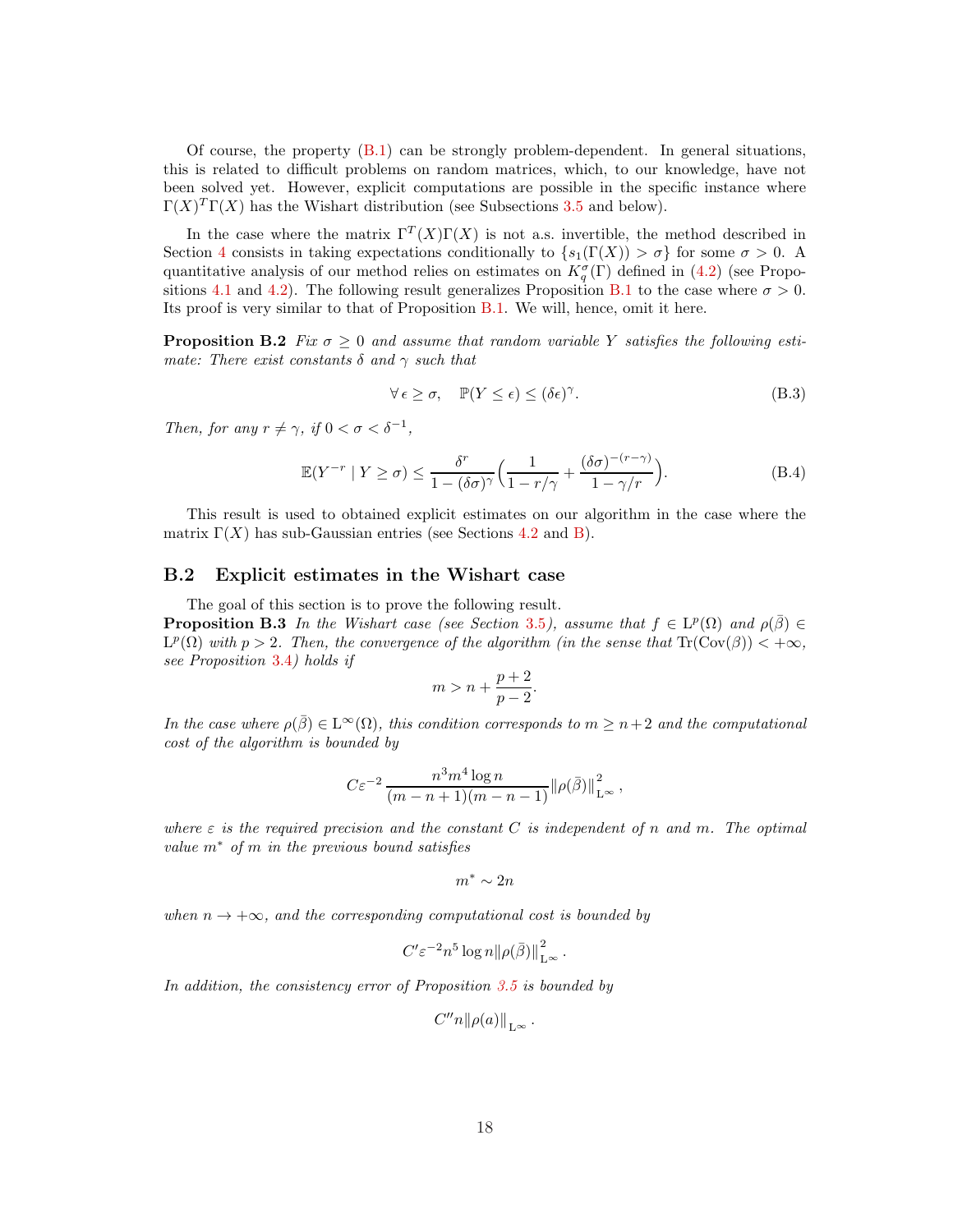Of course, the property (B.1) can be strongly problem-dependent. In general situations, this is related to difficult problems on random matrices, which, to our knowledge, have not been solved yet. However, explicit computations are possible in the specific instance where $\Gamma(X)^T\Gamma(X)$ has the Wishart distribution (see Subsections 3.5 and below).

In the case where the matrix $\Gamma^T(X)\Gamma(X)$ is not a.s. invertible, the method described in Section 4 consists in taking expectations conditionally to $\{s_1(\Gamma(X)) > \sigma\}$ for some $\sigma > 0$. A quantitative analysis of our method relies on estimates on $K_q^\sigma(\Gamma)$ defined in (4.2) (see Propositions 4.1 and 4.2). The following result generalizes Proposition B.1 to the case where $\sigma > 0$. Its proof is very similar to that of Proposition B.1. We will, hence, omit it here.

**Proposition B.2** *Fix $\sigma \geq 0$ and assume that random variable $Y$ satisfies the following estimate: There exist constants $\delta$ and $\gamma$ such that*

$$\forall\, \epsilon \geq \sigma, \quad \mathbb{P}(Y \leq \epsilon) \leq (\delta\epsilon)^\gamma. \tag{B.3}$$

*Then, for any $r \neq \gamma$, if $0 < \sigma < \delta^{-1}$,*

$$\mathbb{E}(Y^{-r} \mid Y \geq \sigma) \leq \frac{\delta^r}{1 - (\delta\sigma)^\gamma}\Big(\frac{1}{1 - r/\gamma} + \frac{(\delta\sigma)^{-(r-\gamma)}}{1 - \gamma/r}\Big). \tag{B.4}$$

This result is used to obtained explicit estimates on our algorithm in the case where the matrix $\Gamma(X)$ has sub-Gaussian entries (see Sections 4.2 and B).

## B.2 Explicit estimates in the Wishart case

The goal of this section is to prove the following result.

**Proposition B.3** *In the Wishart case (see Section 3.5), assume that $f \in \mathrm{L}^p(\Omega)$ and $\rho(\bar{\beta}) \in \mathrm{L}^p(\Omega)$ with $p > 2$. Then, the convergence of the algorithm (in the sense that $\mathrm{Tr}(\mathrm{Cov}(\beta)) < +\infty$, see Proposition 3.4) holds if*

$$m > n + \frac{p+2}{p-2}.$$

*In the case where $\rho(\bar{\beta}) \in \mathrm{L}^\infty(\Omega)$, this condition corresponds to $m \geq n+2$ and the computational cost of the algorithm is bounded by*

$$C\varepsilon^{-2}\,\frac{n^3 m^4 \log n}{(m-n+1)(m-n-1)}\|\rho(\bar{\beta})\|_{\mathrm{L}^\infty}^2,$$

*where $\varepsilon$ is the required precision and the constant $C$ is independent of $n$ and $m$. The optimal value $m^*$ of $m$ in the previous bound satisfies*

$$m^* \sim 2n$$

*when $n \to +\infty$, and the corresponding computational cost is bounded by*

$$C'\varepsilon^{-2} n^5 \log n \|\rho(\bar{\beta})\|_{\mathrm{L}^\infty}^2.$$

*In addition, the consistency error of Proposition 3.5 is bounded by*

$$C'' n \|\rho(a)\|_{\mathrm{L}^\infty}.$$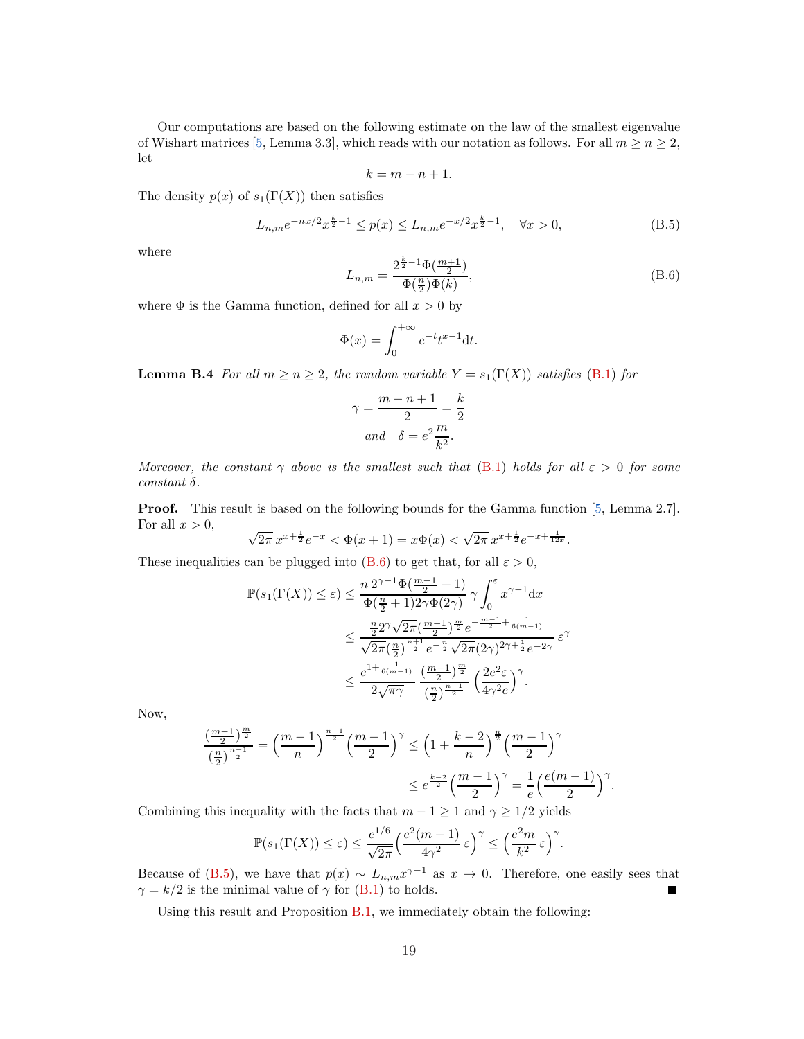Our computations are based on the following estimate on the law of the smallest eigenvalue of Wishart matrices [5, Lemma 3.3], which reads with our notation as follows. For all $m \geq n \geq 2$, let

$$k = m - n + 1.$$

The density $p(x)$ of $s_1(\Gamma(X))$ then satisfies

$$L_{n,m} e^{-nx/2} x^{\frac{k}{2}-1} \leq p(x) \leq L_{n,m} e^{-x/2} x^{\frac{k}{2}-1}, \quad \forall x > 0, \tag{B.5}$$

where

$$L_{n,m} = \frac{2^{\frac{k}{2}-1}\Phi(\frac{m+1}{2})}{\Phi(\frac{n}{2})\Phi(k)}, \tag{B.6}$$

where $\Phi$ is the Gamma function, defined for all $x > 0$ by

$$\Phi(x) = \int_0^{+\infty} e^{-t} t^{x-1} \mathrm{d}t.$$

**Lemma B.4** *For all $m \geq n \geq 2$, the random variable $Y = s_1(\Gamma(X))$ satisfies (B.1) for*

$$\gamma = \frac{m-n+1}{2} = \frac{k}{2}$$
$$\text{and} \quad \delta = e^2 \frac{m}{k^2}.$$

*Moreover, the constant $\gamma$ above is the smallest such that (B.1) holds for all $\varepsilon > 0$ for some constant $\delta$.*

**Proof.** This result is based on the following bounds for the Gamma function [5, Lemma 2.7]. For all $x > 0$,

$$\sqrt{2\pi}\, x^{x+\frac{1}{2}} e^{-x} < \Phi(x+1) = x\Phi(x) < \sqrt{2\pi}\, x^{x+\frac{1}{2}} e^{-x+\frac{1}{12x}}.$$

These inequalities can be plugged into (B.6) to get that, for all $\varepsilon > 0$,

$$\begin{aligned}
\mathbb{P}(s_1(\Gamma(X)) \leq \varepsilon) &\leq \frac{n\, 2^{\gamma-1}\Phi(\frac{m-1}{2}+1)}{\Phi(\frac{n}{2}+1) 2\gamma \Phi(2\gamma)}\, \gamma \int_0^{\varepsilon} x^{\gamma-1} \mathrm{d}x \\
&\leq \frac{\frac{n}{2} 2^{\gamma} \sqrt{2\pi} (\frac{m-1}{2})^{\frac{m}{2}} e^{-\frac{m-1}{2}+\frac{1}{6(m-1)}}}{\sqrt{2\pi}(\frac{n}{2})^{\frac{n+1}{2}} e^{-\frac{n}{2}} \sqrt{2\pi}(2\gamma)^{2\gamma+\frac{1}{2}} e^{-2\gamma}}\, \varepsilon^{\gamma} \\
&\leq \frac{e^{1+\frac{1}{6(m-1)}}}{2\sqrt{\pi\gamma}}\, \frac{(\frac{m-1}{2})^{\frac{m}{2}}}{(\frac{n}{2})^{\frac{n-1}{2}}} \left(\frac{2e^2\varepsilon}{4\gamma^2 e}\right)^{\gamma}.
\end{aligned}$$

Now,

$$\begin{aligned}
\frac{(\frac{m-1}{2})^{\frac{m}{2}}}{(\frac{n}{2})^{\frac{n-1}{2}}} = \left(\frac{m-1}{n}\right)^{\frac{n-1}{2}} \left(\frac{m-1}{2}\right)^{\gamma} &\leq \left(1+\frac{k-2}{n}\right)^{\frac{n}{2}} \left(\frac{m-1}{2}\right)^{\gamma} \\
&\leq e^{\frac{k-2}{2}} \left(\frac{m-1}{2}\right)^{\gamma} = \frac{1}{e}\left(\frac{e(m-1)}{2}\right)^{\gamma}.
\end{aligned}$$

Combining this inequality with the facts that $m - 1 \geq 1$ and $\gamma \geq 1/2$ yields

$$\mathbb{P}(s_1(\Gamma(X)) \leq \varepsilon) \leq \frac{e^{1/6}}{\sqrt{2\pi}} \left(\frac{e^2(m-1)}{4\gamma^2}\, \varepsilon\right)^{\gamma} \leq \left(\frac{e^2 m}{k^2}\, \varepsilon\right)^{\gamma}.$$

Because of (B.5), we have that $p(x) \sim L_{n,m} x^{\gamma-1}$ as $x \to 0$. Therefore, one easily sees that $\gamma = k/2$ is the minimal value of $\gamma$ for (B.1) to holds. ∎

Using this result and Proposition B.1, we immediately obtain the following: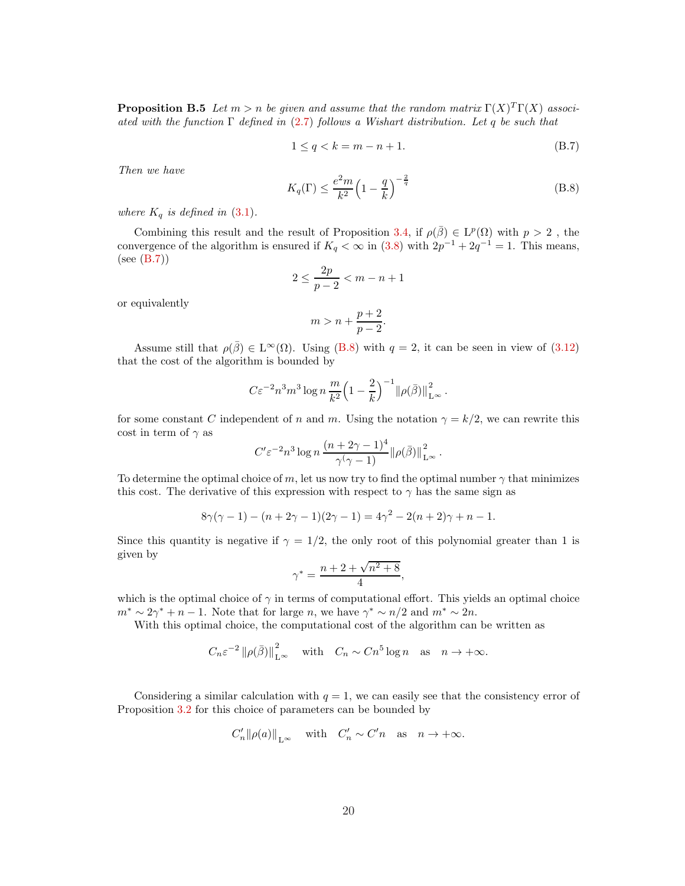**Proposition B.5** *Let $m > n$ be given and assume that the random matrix $\Gamma(X)^T\Gamma(X)$ associated with the function $\Gamma$ defined in (2.7) follows a Wishart distribution. Let $q$ be such that*

$$1 \leq q < k = m - n + 1. \tag{B.7}$$

*Then we have*

$$K_q(\Gamma) \leq \frac{e^2 m}{k^2}\Big(1 - \frac{q}{k}\Big)^{-\frac{2}{q}} \tag{B.8}$$

*where $K_q$ is defined in (3.1).*

Combining this result and the result of Proposition 3.4, if $\rho(\bar\beta) \in \mathrm{L}^p(\Omega)$ with $p > 2$ , the convergence of the algorithm is ensured if $K_q < \infty$ in (3.8) with $2p^{-1} + 2q^{-1} = 1$. This means, (see (B.7))

$$2 \leq \frac{2p}{p-2} < m - n + 1$$

or equivalently

$$m > n + \frac{p+2}{p-2}.$$

Assume still that $\rho(\bar\beta) \in \mathrm{L}^\infty(\Omega)$. Using (B.8) with $q = 2$, it can be seen in view of (3.12) that the cost of the algorithm is bounded by

$$C\varepsilon^{-2} n^3 m^3 \log n \, \frac{m}{k^2}\Big(1 - \frac{2}{k}\Big)^{-1} \|\rho(\bar\beta)\|^2_{\mathrm{L}^\infty}.$$

for some constant $C$ independent of $n$ and $m$. Using the notation $\gamma = k/2$, we can rewrite this cost in term of $\gamma$ as

$$C'\varepsilon^{-2} n^3 \log n \, \frac{(n + 2\gamma - 1)^4}{\gamma(\gamma - 1)} \|\rho(\bar\beta)\|^2_{\mathrm{L}^\infty}.$$

To determine the optimal choice of $m$, let us now try to find the optimal number $\gamma$ that minimizes this cost. The derivative of this expression with respect to $\gamma$ has the same sign as

$$8\gamma(\gamma - 1) - (n + 2\gamma - 1)(2\gamma - 1) = 4\gamma^2 - 2(n+2)\gamma + n - 1.$$

Since this quantity is negative if $\gamma = 1/2$, the only root of this polynomial greater than 1 is given by

$$\gamma^* = \frac{n + 2 + \sqrt{n^2 + 8}}{4},$$

which is the optimal choice of $\gamma$ in terms of computational effort. This yields an optimal choice $m^* \sim 2\gamma^* + n - 1$. Note that for large $n$, we have $\gamma^* \sim n/2$ and $m^* \sim 2n$.

With this optimal choice, the computational cost of the algorithm can be written as

$$C_n \varepsilon^{-2} \|\rho(\bar\beta)\|^2_{\mathrm{L}^\infty} \quad \text{with} \quad C_n \sim C n^5 \log n \quad \text{as} \quad n \to +\infty.$$

Considering a similar calculation with $q = 1$, we can easily see that the consistency error of Proposition 3.2 for this choice of parameters can be bounded by

$$C'_n \|\rho(a)\|_{\mathrm{L}^\infty} \quad \text{with} \quad C'_n \sim C' n \quad \text{as} \quad n \to +\infty.$$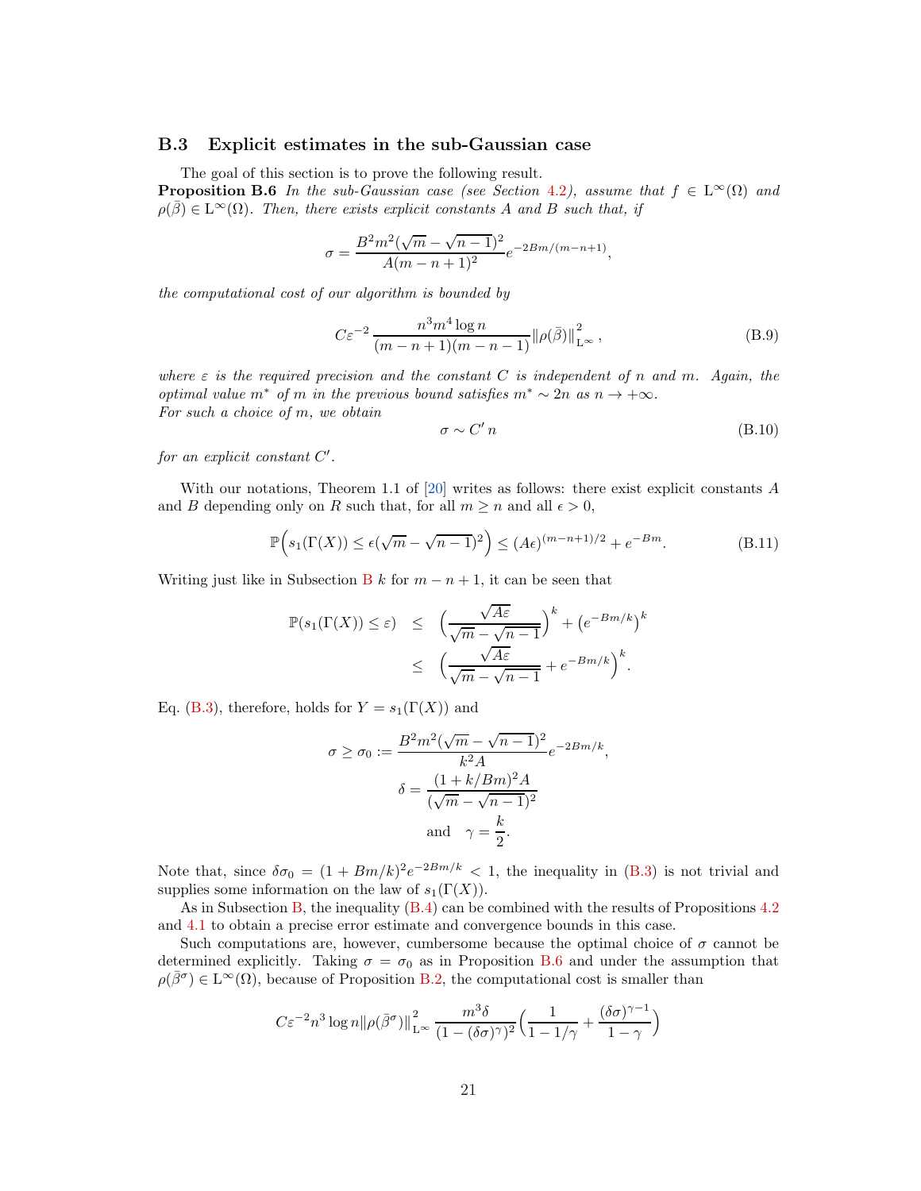### B.3 Explicit estimates in the sub-Gaussian case

The goal of this section is to prove the following result.

**Proposition B.6** *In the sub-Gaussian case (see Section 4.2), assume that $f \in \mathrm{L}^\infty(\Omega)$ and $\rho(\bar\beta) \in \mathrm{L}^\infty(\Omega)$. Then, there exists explicit constants $A$ and $B$ such that, if*

$$\sigma = \frac{B^2 m^2 (\sqrt{m} - \sqrt{n-1})^2}{A(m-n+1)^2} e^{-2Bm/(m-n+1)},$$

*the computational cost of our algorithm is bounded by*

$$C\varepsilon^{-2} \frac{n^3 m^4 \log n}{(m-n+1)(m-n-1)} \|\rho(\bar\beta)\|^2_{\mathrm{L}^\infty}, \tag{B.9}$$

*where $\varepsilon$ is the required precision and the constant $C$ is independent of $n$ and $m$. Again, the optimal value $m^*$ of $m$ in the previous bound satisfies $m^* \sim 2n$ as $n \to +\infty$.*
*For such a choice of $m$, we obtain*

$$\sigma \sim C' n \tag{B.10}$$

*for an explicit constant $C'$.*

With our notations, Theorem 1.1 of [20] writes as follows: there exist explicit constants $A$ and $B$ depending only on $R$ such that, for all $m \geq n$ and all $\epsilon > 0$,

$$\mathbb{P}\Big(s_1(\Gamma(X)) \leq \epsilon(\sqrt{m} - \sqrt{n-1})^2\Big) \leq (A\epsilon)^{(m-n+1)/2} + e^{-Bm}. \tag{B.11}$$

Writing just like in Subsection B $k$ for $m-n+1$, it can be seen that

$$\begin{aligned}
\mathbb{P}(s_1(\Gamma(X)) \leq \varepsilon) &\leq \Big(\frac{\sqrt{A\varepsilon}}{\sqrt{m} - \sqrt{n-1}}\Big)^k + \big(e^{-Bm/k}\big)^k \\
&\leq \Big(\frac{\sqrt{A\varepsilon}}{\sqrt{m} - \sqrt{n-1}} + e^{-Bm/k}\Big)^k.
\end{aligned}$$

Eq. (B.3), therefore, holds for $Y = s_1(\Gamma(X))$ and

$$\sigma \geq \sigma_0 := \frac{B^2 m^2 (\sqrt{m} - \sqrt{n-1})^2}{k^2 A} e^{-2Bm/k},$$

$$\delta = \frac{(1 + k/Bm)^2 A}{(\sqrt{m} - \sqrt{n-1})^2}$$

$$\text{and} \quad \gamma = \frac{k}{2}.$$

Note that, since $\delta\sigma_0 = (1 + Bm/k)^2 e^{-2Bm/k} < 1$, the inequality in (B.3) is not trivial and supplies some information on the law of $s_1(\Gamma(X))$.

As in Subsection B, the inequality (B.4) can be combined with the results of Propositions 4.2 and 4.1 to obtain a precise error estimate and convergence bounds in this case.

Such computations are, however, cumbersome because the optimal choice of $\sigma$ cannot be determined explicitly. Taking $\sigma = \sigma_0$ as in Proposition B.6 and under the assumption that $\rho(\bar\beta^\sigma) \in \mathrm{L}^\infty(\Omega)$, because of Proposition B.2, the computational cost is smaller than

$$C\varepsilon^{-2} n^3 \log n \|\rho(\bar\beta^\sigma)\|^2_{\mathrm{L}^\infty} \frac{m^3 \delta}{(1 - (\delta\sigma)^\gamma)^2} \Big(\frac{1}{1 - 1/\gamma} + \frac{(\delta\sigma)^{\gamma-1}}{1-\gamma}\Big)$$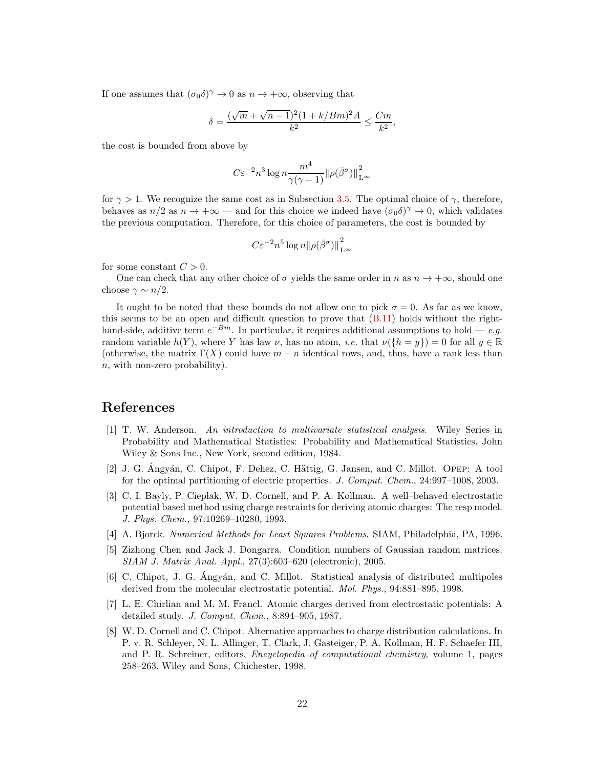If one assumes that $(\sigma_0 \delta)^\gamma \to 0$ as $n \to +\infty$, observing that

$$\delta = \frac{(\sqrt{m} + \sqrt{n-1})^2 (1 + k/Bm)^2 A}{k^2} \leq \frac{Cm}{k^2},$$

the cost is bounded from above by

$$C\varepsilon^{-2} n^3 \log n \frac{m^4}{\gamma(\gamma - 1)} \|\rho(\bar{\beta}^\sigma)\|_{\mathrm{L}^\infty}^2$$

for $\gamma > 1$. We recognize the same cost as in Subsection 3.5. The optimal choice of $\gamma$, therefore, behaves as $n/2$ as $n \to +\infty$ — and for this choice we indeed have $(\sigma_0 \delta)^\gamma \to 0$, which validates the previous computation. Therefore, for this choice of parameters, the cost is bounded by

$$C\varepsilon^{-2} n^5 \log n \|\rho(\bar{\beta}^\sigma)\|_{\mathrm{L}^\infty}^2$$

for some constant $C > 0$.

One can check that any other choice of $\sigma$ yields the same order in $n$ as $n \to +\infty$, should one choose $\gamma \sim n/2$.

It ought to be noted that these bounds do not allow one to pick $\sigma = 0$. As far as we know, this seems to be an open and difficult question to prove that (B.11) holds without the right-hand-side, additive term $e^{-Bm}$. In particular, it requires additional assumptions to hold — *e.g.* random variable $h(Y)$, where $Y$ has law $\nu$, has no atom, *i.e.* that $\nu(\{h = y\}) = 0$ for all $y \in \mathbb{R}$ (otherwise, the matrix $\Gamma(X)$ could have $m - n$ identical rows, and, thus, have a rank less than $n$, with non-zero probability).

## References

[1] T. W. Anderson. *An introduction to multivariate statistical analysis*. Wiley Series in Probability and Mathematical Statistics: Probability and Mathematical Statistics. John Wiley & Sons Inc., New York, second edition, 1984.

[2] J. G. Ángyán, C. Chipot, F. Dehez, C. Hättig, G. Jansen, and C. Millot. OPEP: A tool for the optimal partitioning of electric properties. *J. Comput. Chem.*, 24:997–1008, 2003.

[3] C. I. Bayly, P. Cieplak, W. D. Cornell, and P. A. Kollman. A well–behaved electrostatic potential based method using charge restraints for deriving atomic charges: The resp model. *J. Phys. Chem.*, 97:10269–10280, 1993.

[4] A. Bjorck. *Numerical Methods for Least Squares Problems*. SIAM, Philadelphia, PA, 1996.

[5] Zizhong Chen and Jack J. Dongarra. Condition numbers of Gaussian random matrices. *SIAM J. Matrix Anal. Appl.*, 27(3):603–620 (electronic), 2005.

[6] C. Chipot, J. G. Ángyán, and C. Millot. Statistical analysis of distributed multipoles derived from the molecular electrostatic potential. *Mol. Phys.*, 94:881–895, 1998.

[7] L. E. Chirlian and M. M. Francl. Atomic charges derived from electrostatic potentials: A detailed study. *J. Comput. Chem.*, 8:894–905, 1987.

[8] W. D. Cornell and C. Chipot. Alternative approaches to charge distribution calculations. In P. v. R. Schleyer, N. L. Allinger, T. Clark, J. Gasteiger, P. A. Kollman, H. F. Schaefer III, and P. R. Schreiner, editors, *Encyclopedia of computational chemistry*, volume 1, pages 258–263. Wiley and Sons, Chichester, 1998.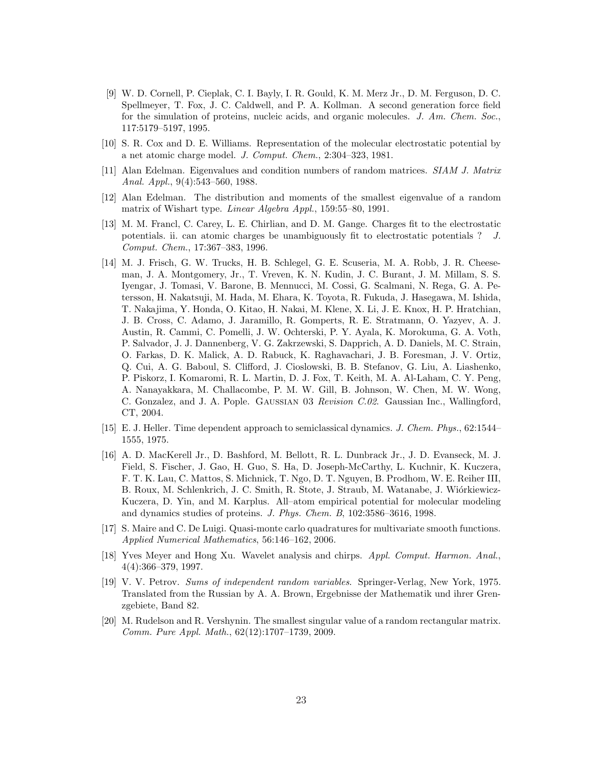[9] W. D. Cornell, P. Cieplak, C. I. Bayly, I. R. Gould, K. M. Merz Jr., D. M. Ferguson, D. C. Spellmeyer, T. Fox, J. C. Caldwell, and P. A. Kollman. A second generation force field for the simulation of proteins, nucleic acids, and organic molecules. *J. Am. Chem. Soc.*, 117:5179–5197, 1995.

[10] S. R. Cox and D. E. Williams. Representation of the molecular electrostatic potential by a net atomic charge model. *J. Comput. Chem.*, 2:304–323, 1981.

[11] Alan Edelman. Eigenvalues and condition numbers of random matrices. *SIAM J. Matrix Anal. Appl.*, 9(4):543–560, 1988.

[12] Alan Edelman. The distribution and moments of the smallest eigenvalue of a random matrix of Wishart type. *Linear Algebra Appl.*, 159:55–80, 1991.

[13] M. M. Francl, C. Carey, L. E. Chirlian, and D. M. Gange. Charges fit to the electrostatic potentials. ii. can atomic charges be unambiguously fit to electrostatic potentials ? *J. Comput. Chem.*, 17:367–383, 1996.

[14] M. J. Frisch, G. W. Trucks, H. B. Schlegel, G. E. Scuseria, M. A. Robb, J. R. Cheeseman, J. A. Montgomery, Jr., T. Vreven, K. N. Kudin, J. C. Burant, J. M. Millam, S. S. Iyengar, J. Tomasi, V. Barone, B. Mennucci, M. Cossi, G. Scalmani, N. Rega, G. A. Petersson, H. Nakatsuji, M. Hada, M. Ehara, K. Toyota, R. Fukuda, J. Hasegawa, M. Ishida, T. Nakajima, Y. Honda, O. Kitao, H. Nakai, M. Klene, X. Li, J. E. Knox, H. P. Hratchian, J. B. Cross, C. Adamo, J. Jaramillo, R. Gomperts, R. E. Stratmann, O. Yazyev, A. J. Austin, R. Cammi, C. Pomelli, J. W. Ochterski, P. Y. Ayala, K. Morokuma, G. A. Voth, P. Salvador, J. J. Dannenberg, V. G. Zakrzewski, S. Dapprich, A. D. Daniels, M. C. Strain, O. Farkas, D. K. Malick, A. D. Rabuck, K. Raghavachari, J. B. Foresman, J. V. Ortiz, Q. Cui, A. G. Baboul, S. Clifford, J. Cioslowski, B. B. Stefanov, G. Liu, A. Liashenko, P. Piskorz, I. Komaromi, R. L. Martin, D. J. Fox, T. Keith, M. A. Al-Laham, C. Y. Peng, A. Nanayakkara, M. Challacombe, P. M. W. Gill, B. Johnson, W. Chen, M. W. Wong, C. Gonzalez, and J. A. Pople. GAUSSIAN 03 *Revision C.02*. Gaussian Inc., Wallingford, CT, 2004.

[15] E. J. Heller. Time dependent approach to semiclassical dynamics. *J. Chem. Phys.*, 62:1544–1555, 1975.

[16] A. D. MacKerell Jr., D. Bashford, M. Bellott, R. L. Dunbrack Jr., J. D. Evanseck, M. J. Field, S. Fischer, J. Gao, H. Guo, S. Ha, D. Joseph-McCarthy, L. Kuchnir, K. Kuczera, F. T. K. Lau, C. Mattos, S. Michnick, T. Ngo, D. T. Nguyen, B. Prodhom, W. E. Reiher III, B. Roux, M. Schlenkrich, J. C. Smith, R. Stote, J. Straub, M. Watanabe, J. Wiórkiewicz-Kuczera, D. Yin, and M. Karplus. All–atom empirical potential for molecular modeling and dynamics studies of proteins. *J. Phys. Chem. B*, 102:3586–3616, 1998.

[17] S. Maire and C. De Luigi. Quasi-monte carlo quadratures for multivariate smooth functions. *Applied Numerical Mathematics*, 56:146–162, 2006.

[18] Yves Meyer and Hong Xu. Wavelet analysis and chirps. *Appl. Comput. Harmon. Anal.*, 4(4):366–379, 1997.

[19] V. V. Petrov. *Sums of independent random variables*. Springer-Verlag, New York, 1975. Translated from the Russian by A. A. Brown, Ergebnisse der Mathematik und ihrer Grenzgebiete, Band 82.

[20] M. Rudelson and R. Vershynin. The smallest singular value of a random rectangular matrix. *Comm. Pure Appl. Math.*, 62(12):1707–1739, 2009.